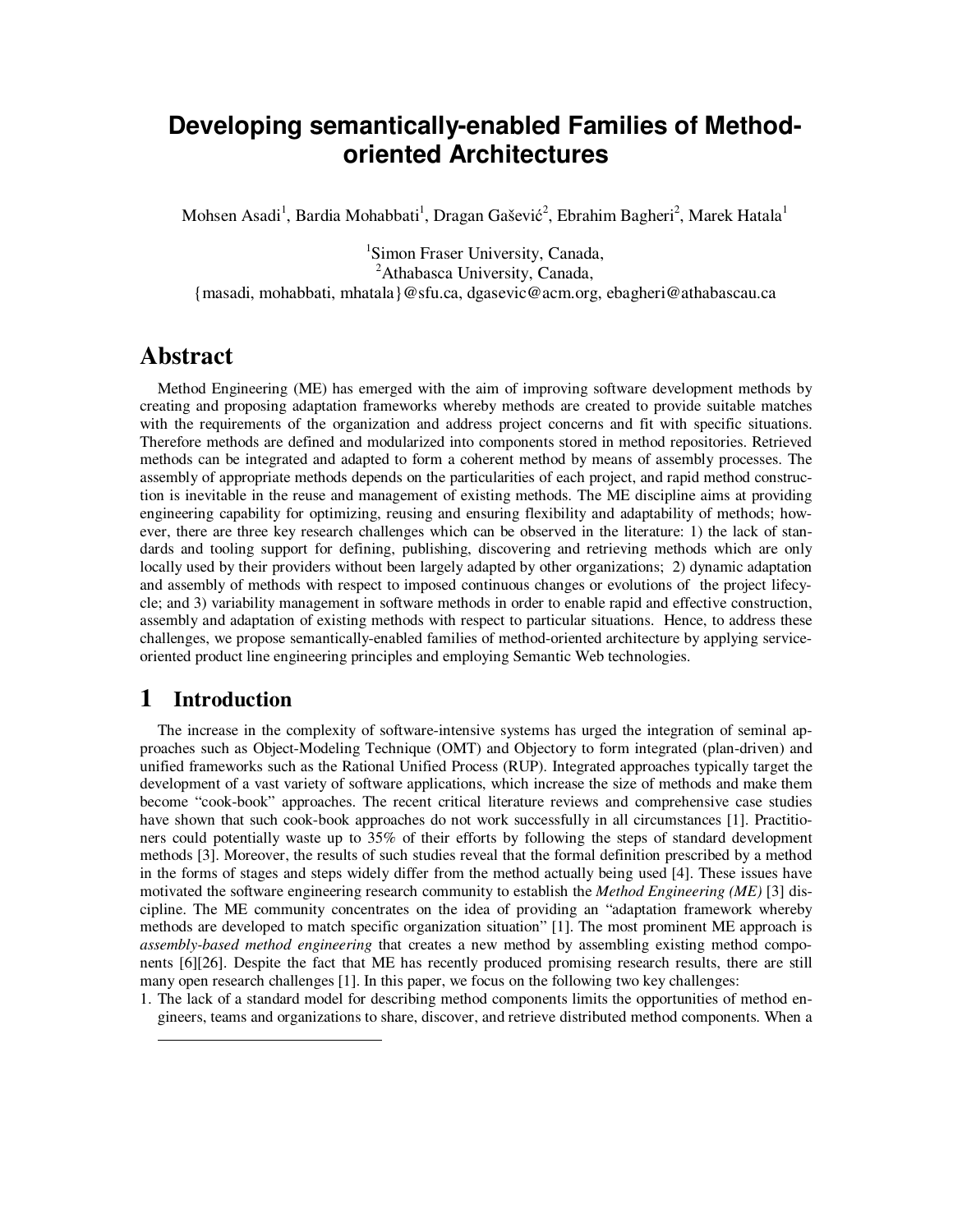# Developing semantically-enabled Families of Method-oriented Architectures

Mohsen Asadi[1], Bardia Mohabbati[1], Dragan Gašević[2], Ebrahim Bagheri[2], Marek Hatala[1]

[1]Simon Fraser University, Canada,
[2]Athabasca University, Canada,
{masadi, mohabbati, mhatala}@sfu.ca, dgasevic@acm.org, ebagheri@athabascau.ca

## Abstract

Method Engineering (ME) has emerged with the aim of improving software development methods by creating and proposing adaptation frameworks whereby methods are created to provide suitable matches with the requirements of the organization and address project concerns and fit with specific situations. Therefore methods are defined and modularized into components stored in method repositories. Retrieved methods can be integrated and adapted to form a coherent method by means of assembly processes. The assembly of appropriate methods depends on the particularities of each project, and rapid method construction is inevitable in the reuse and management of existing methods. The ME discipline aims at providing engineering capability for optimizing, reusing and ensuring flexibility and adaptability of methods; however, there are three key research challenges which can be observed in the literature: 1) the lack of standards and tooling support for defining, publishing, discovering and retrieving methods which are only locally used by their providers without been largely adapted by other organizations; 2) dynamic adaptation and assembly of methods with respect to imposed continuous changes or evolutions of the project lifecycle; and 3) variability management in software methods in order to enable rapid and effective construction, assembly and adaptation of existing methods with respect to particular situations. Hence, to address these challenges, we propose semantically-enabled families of method-oriented architecture by applying service-oriented product line engineering principles and employing Semantic Web technologies.

## 1 Introduction

The increase in the complexity of software-intensive systems has urged the integration of seminal approaches such as Object-Modeling Technique (OMT) and Objectory to form integrated (plan-driven) and unified frameworks such as the Rational Unified Process (RUP). Integrated approaches typically target the development of a vast variety of software applications, which increase the size of methods and make them become "cook-book" approaches. The recent critical literature reviews and comprehensive case studies have shown that such cook-book approaches do not work successfully in all circumstances [1]. Practitioners could potentially waste up to 35% of their efforts by following the steps of standard development methods [3]. Moreover, the results of such studies reveal that the formal definition prescribed by a method in the forms of stages and steps widely differ from the method actually being used [4]. These issues have motivated the software engineering research community to establish the *Method Engineering (ME)* [3] discipline. The ME community concentrates on the idea of providing an "adaptation framework whereby methods are developed to match specific organization situation" [1]. The most prominent ME approach is *assembly-based method engineering* that creates a new method by assembling existing method components [6][26]. Despite the fact that ME has recently produced promising research results, there are still many open research challenges [1]. In this paper, we focus on the following two key challenges:

1. The lack of a standard model for describing method components limits the opportunities of method engineers, teams and organizations to share, discover, and retrieve distributed method components. When a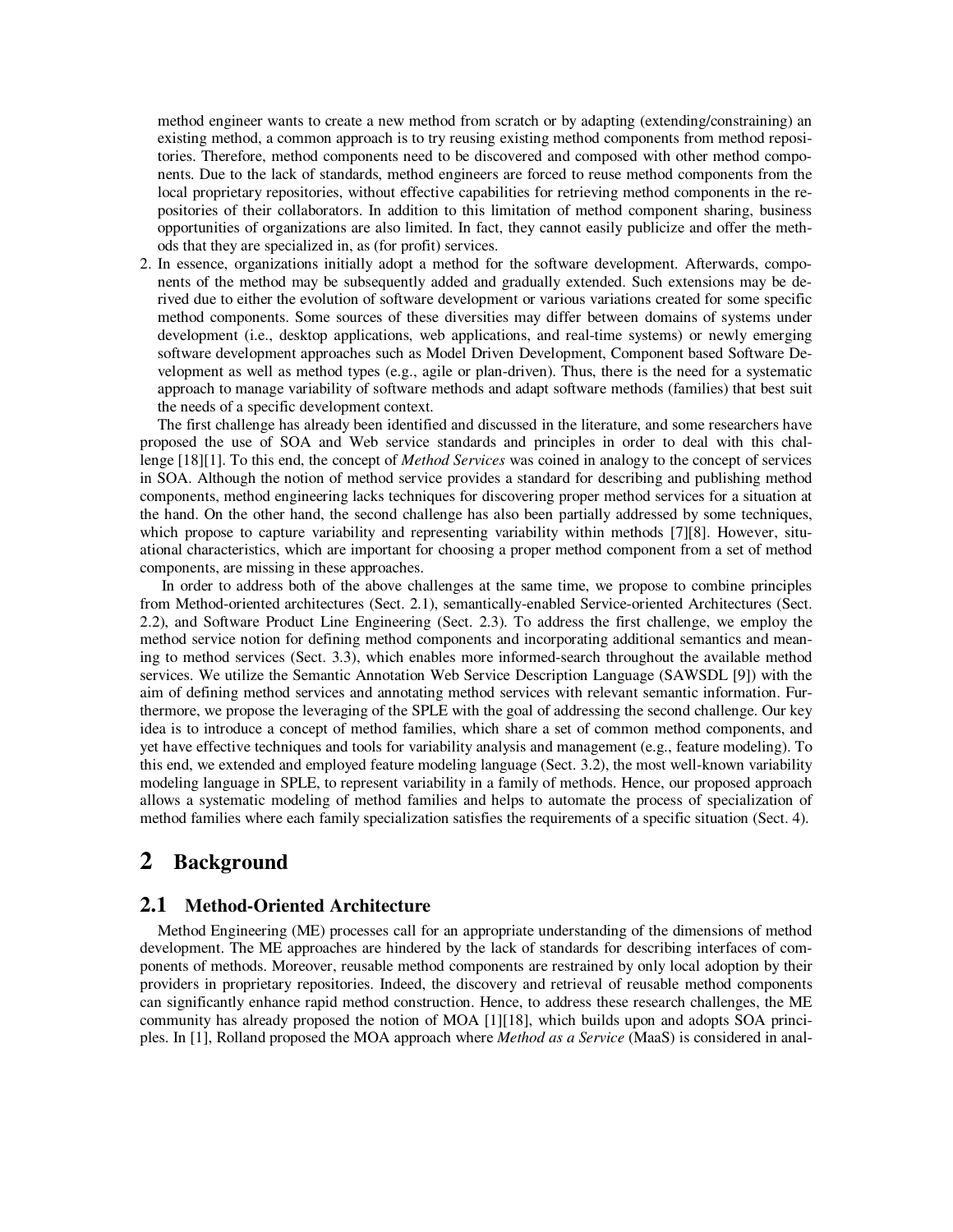method engineer wants to create a new method from scratch or by adapting (extending/constraining) an existing method, a common approach is to try reusing existing method components from method repositories. Therefore, method components need to be discovered and composed with other method components. Due to the lack of standards, method engineers are forced to reuse method components from the local proprietary repositories, without effective capabilities for retrieving method components in the repositories of their collaborators. In addition to this limitation of method component sharing, business opportunities of organizations are also limited. In fact, they cannot easily publicize and offer the methods that they are specialized in, as (for profit) services.

2. In essence, organizations initially adopt a method for the software development. Afterwards, components of the method may be subsequently added and gradually extended. Such extensions may be derived due to either the evolution of software development or various variations created for some specific method components. Some sources of these diversities may differ between domains of systems under development (i.e., desktop applications, web applications, and real-time systems) or newly emerging software development approaches such as Model Driven Development, Component based Software Development as well as method types (e.g., agile or plan-driven). Thus, there is the need for a systematic approach to manage variability of software methods and adapt software methods (families) that best suit the needs of a specific development context.

The first challenge has already been identified and discussed in the literature, and some researchers have proposed the use of SOA and Web service standards and principles in order to deal with this challenge [18][1]. To this end, the concept of *Method Services* was coined in analogy to the concept of services in SOA. Although the notion of method service provides a standard for describing and publishing method components, method engineering lacks techniques for discovering proper method services for a situation at the hand. On the other hand, the second challenge has also been partially addressed by some techniques, which propose to capture variability and representing variability within methods [7][8]. However, situational characteristics, which are important for choosing a proper method component from a set of method components, are missing in these approaches.

In order to address both of the above challenges at the same time, we propose to combine principles from Method-oriented architectures (Sect. 2.1), semantically-enabled Service-oriented Architectures (Sect. 2.2), and Software Product Line Engineering (Sect. 2.3). To address the first challenge, we employ the method service notion for defining method components and incorporating additional semantics and meaning to method services (Sect. 3.3), which enables more informed-search throughout the available method services. We utilize the Semantic Annotation Web Service Description Language (SAWSDL [9]) with the aim of defining method services and annotating method services with relevant semantic information. Furthermore, we propose the leveraging of the SPLE with the goal of addressing the second challenge. Our key idea is to introduce a concept of method families, which share a set of common method components, and yet have effective techniques and tools for variability analysis and management (e.g., feature modeling). To this end, we extended and employed feature modeling language (Sect. 3.2), the most well-known variability modeling language in SPLE, to represent variability in a family of methods. Hence, our proposed approach allows a systematic modeling of method families and helps to automate the process of specialization of method families where each family specialization satisfies the requirements of a specific situation (Sect. 4).

# 2 Background

## 2.1 Method-Oriented Architecture

Method Engineering (ME) processes call for an appropriate understanding of the dimensions of method development. The ME approaches are hindered by the lack of standards for describing interfaces of components of methods. Moreover, reusable method components are restrained by only local adoption by their providers in proprietary repositories. Indeed, the discovery and retrieval of reusable method components can significantly enhance rapid method construction. Hence, to address these research challenges, the ME community has already proposed the notion of MOA [1][18], which builds upon and adopts SOA principles. In [1], Rolland proposed the MOA approach where *Method as a Service* (MaaS) is considered in anal-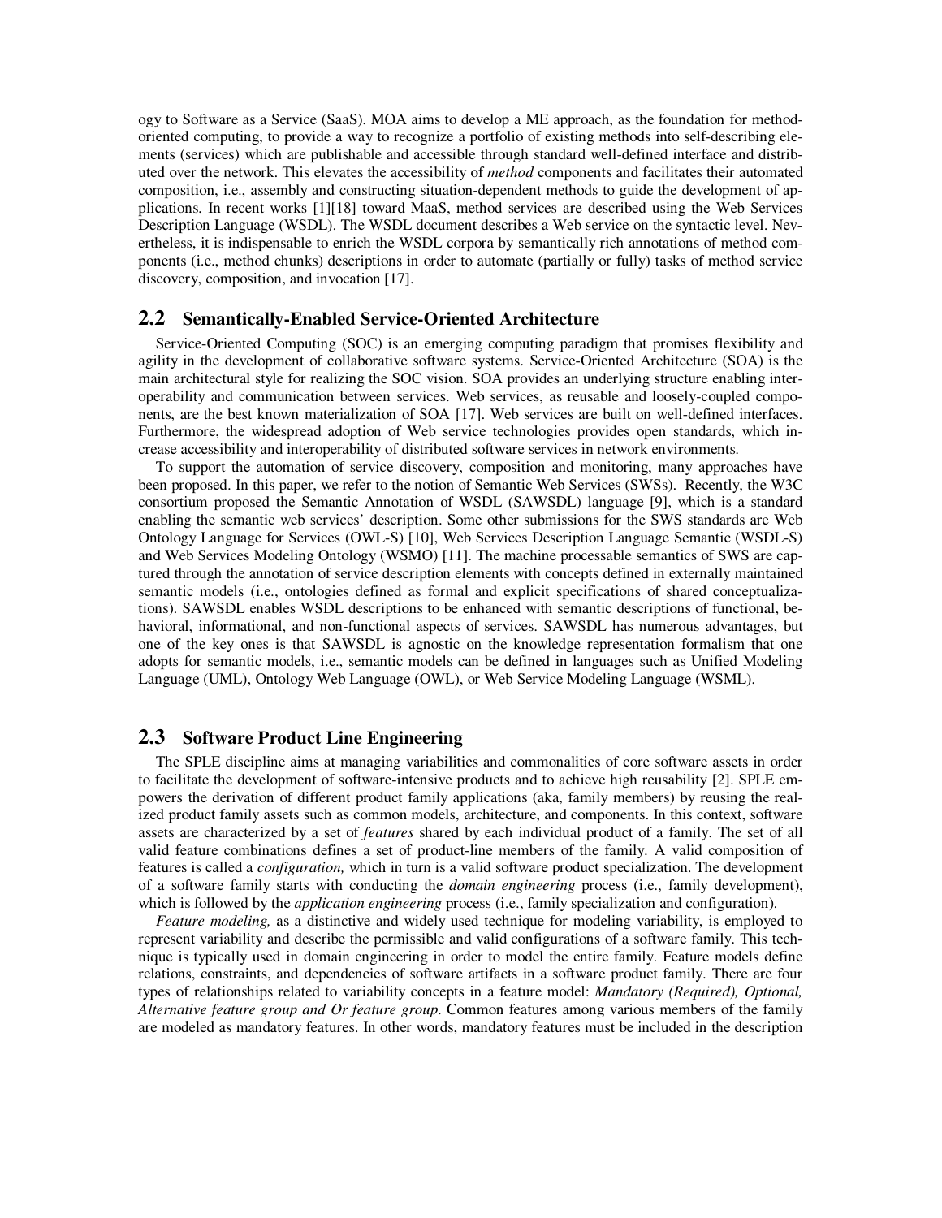ogy to Software as a Service (SaaS). MOA aims to develop a ME approach, as the foundation for method-oriented computing, to provide a way to recognize a portfolio of existing methods into self-describing elements (services) which are publishable and accessible through standard well-defined interface and distributed over the network. This elevates the accessibility of *method* components and facilitates their automated composition, i.e., assembly and constructing situation-dependent methods to guide the development of applications. In recent works [1][18] toward MaaS, method services are described using the Web Services Description Language (WSDL). The WSDL document describes a Web service on the syntactic level. Nevertheless, it is indispensable to enrich the WSDL corpora by semantically rich annotations of method components (i.e., method chunks) descriptions in order to automate (partially or fully) tasks of method service discovery, composition, and invocation [17].

## 2.2 Semantically-Enabled Service-Oriented Architecture

Service-Oriented Computing (SOC) is an emerging computing paradigm that promises flexibility and agility in the development of collaborative software systems. Service-Oriented Architecture (SOA) is the main architectural style for realizing the SOC vision. SOA provides an underlying structure enabling interoperability and communication between services. Web services, as reusable and loosely-coupled components, are the best known materialization of SOA [17]. Web services are built on well-defined interfaces. Furthermore, the widespread adoption of Web service technologies provides open standards, which increase accessibility and interoperability of distributed software services in network environments.

To support the automation of service discovery, composition and monitoring, many approaches have been proposed. In this paper, we refer to the notion of Semantic Web Services (SWSs). Recently, the W3C consortium proposed the Semantic Annotation of WSDL (SAWSDL) language [9], which is a standard enabling the semantic web services' description. Some other submissions for the SWS standards are Web Ontology Language for Services (OWL-S) [10], Web Services Description Language Semantic (WSDL-S) and Web Services Modeling Ontology (WSMO) [11]. The machine processable semantics of SWS are captured through the annotation of service description elements with concepts defined in externally maintained semantic models (i.e., ontologies defined as formal and explicit specifications of shared conceptualizations). SAWSDL enables WSDL descriptions to be enhanced with semantic descriptions of functional, behavioral, informational, and non-functional aspects of services. SAWSDL has numerous advantages, but one of the key ones is that SAWSDL is agnostic on the knowledge representation formalism that one adopts for semantic models, i.e., semantic models can be defined in languages such as Unified Modeling Language (UML), Ontology Web Language (OWL), or Web Service Modeling Language (WSML).

## 2.3 Software Product Line Engineering

The SPLE discipline aims at managing variabilities and commonalities of core software assets in order to facilitate the development of software-intensive products and to achieve high reusability [2]. SPLE empowers the derivation of different product family applications (aka, family members) by reusing the realized product family assets such as common models, architecture, and components. In this context, software assets are characterized by a set of *features* shared by each individual product of a family. The set of all valid feature combinations defines a set of product-line members of the family. A valid composition of features is called a *configuration,* which in turn is a valid software product specialization. The development of a software family starts with conducting the *domain engineering* process (i.e., family development), which is followed by the *application engineering* process (i.e., family specialization and configuration).

*Feature modeling,* as a distinctive and widely used technique for modeling variability, is employed to represent variability and describe the permissible and valid configurations of a software family. This technique is typically used in domain engineering in order to model the entire family. Feature models define relations, constraints, and dependencies of software artifacts in a software product family. There are four types of relationships related to variability concepts in a feature model: *Mandatory (Required), Optional, Alternative feature group and Or feature group.* Common features among various members of the family are modeled as mandatory features. In other words, mandatory features must be included in the description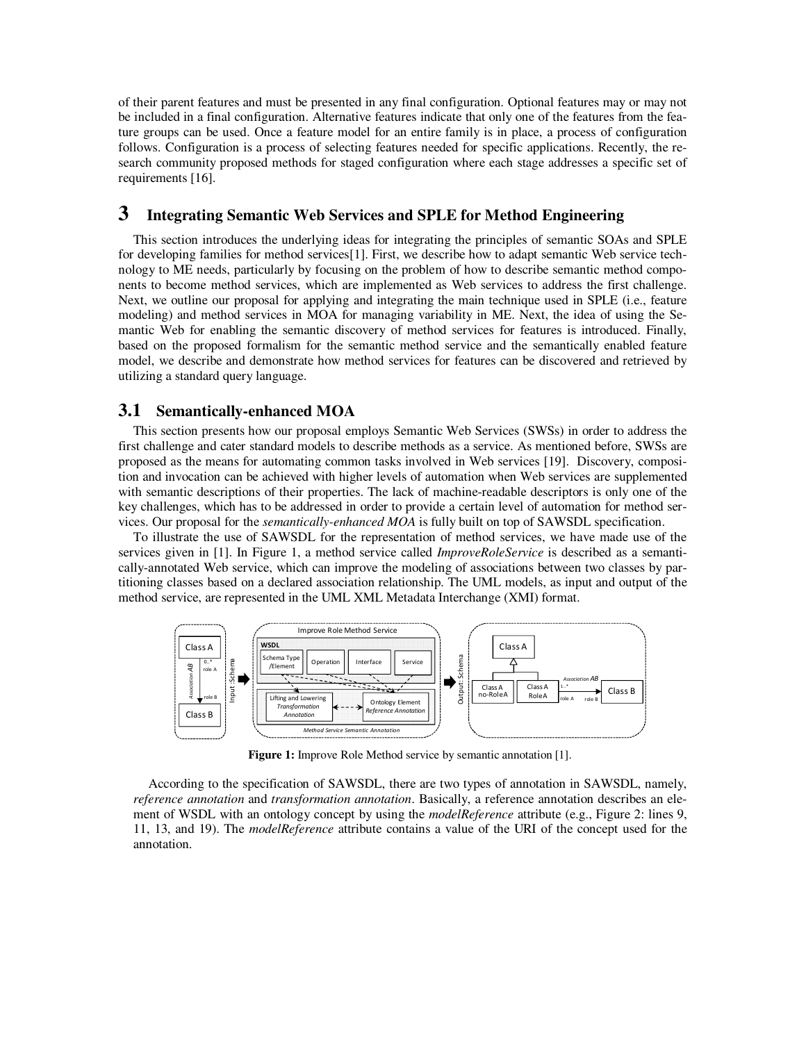of their parent features and must be presented in any final configuration. Optional features may or may not be included in a final configuration. Alternative features indicate that only one of the features from the feature groups can be used. Once a feature model for an entire family is in place, a process of configuration follows. Configuration is a process of selecting features needed for specific applications. Recently, the research community proposed methods for staged configuration where each stage addresses a specific set of requirements [16].

# 3 Integrating Semantic Web Services and SPLE for Method Engineering

This section introduces the underlying ideas for integrating the principles of semantic SOAs and SPLE for developing families for method services[1]. First, we describe how to adapt semantic Web service technology to ME needs, particularly by focusing on the problem of how to describe semantic method components to become method services, which are implemented as Web services to address the first challenge. Next, we outline our proposal for applying and integrating the main technique used in SPLE (i.e., feature modeling) and method services in MOA for managing variability in ME. Next, the idea of using the Semantic Web for enabling the semantic discovery of method services for features is introduced. Finally, based on the proposed formalism for the semantic method service and the semantically enabled feature model, we describe and demonstrate how method services for features can be discovered and retrieved by utilizing a standard query language.

## 3.1 Semantically-enhanced MOA

This section presents how our proposal employs Semantic Web Services (SWSs) in order to address the first challenge and cater standard models to describe methods as a service. As mentioned before, SWSs are proposed as the means for automating common tasks involved in Web services [19]. Discovery, composition and invocation can be achieved with higher levels of automation when Web services are supplemented with semantic descriptions of their properties. The lack of machine-readable descriptors is only one of the key challenges, which has to be addressed in order to provide a certain level of automation for method services. Our proposal for the *semantically-enhanced MOA* is fully built on top of SAWSDL specification.

To illustrate the use of SAWSDL for the representation of method services, we have made use of the services given in [1]. In Figure 1, a method service called *ImproveRoleService* is described as a semantically-annotated Web service, which can improve the modeling of associations between two classes by partitioning classes based on a declared association relationship. The UML models, as input and output of the method service, are represented in the UML XML Metadata Interchange (XMI) format.

**Figure 1:** Improve Role Method service by semantic annotation [1].

According to the specification of SAWSDL, there are two types of annotation in SAWSDL, namely, *reference annotation* and *transformation annotation*. Basically, a reference annotation describes an element of WSDL with an ontology concept by using the *modelReference* attribute (e.g., Figure 2: lines 9, 11, 13, and 19). The *modelReference* attribute contains a value of the URI of the concept used for the annotation.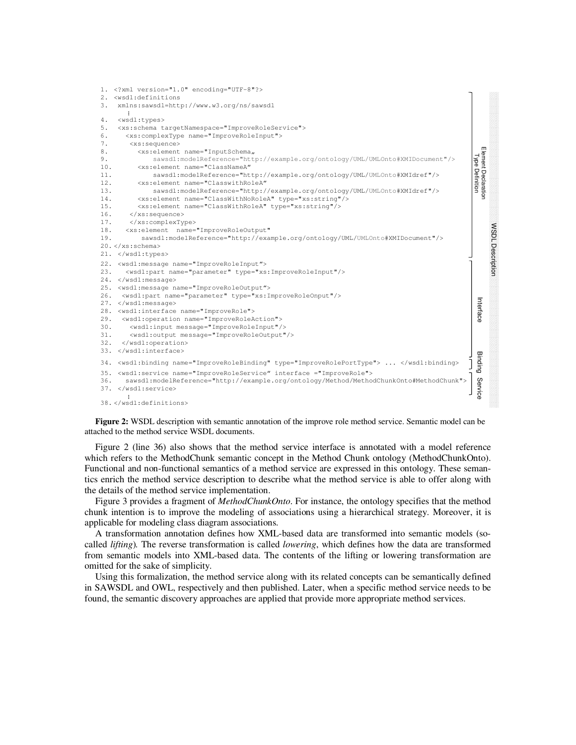```
1. <?xml version="1.0" encoding="UTF-8"?>
2. <wsdl:definitions
3.  xmlns:sawsdl=http://www.w3.org/ns/sawsdl
     ⋮
4.  <wsdl:types>
5.  <xs:schema targetNamespace="ImproveRoleService">
6.    <xs:complexType name="ImproveRoleInput">
7.     <xs:sequence>
8.       <xs:element name="InputSchema„
9.           sawsdl:modelReference="http://example.org/ontology/UML/UMLOnto#XMIDocument"/>
10.      <xs:element name="ClassNameA“
11.          sawsdl:modelReference="http://example.org/ontology/UML/UMLOnto#XMIdref"/>
12.      <xs:element name="ClasswithRoleA“
13.          sawsdl:modelReference="http://example.org/ontology/UML/UMLOnto#XMIdref"/>
14.      <xs:element name="ClassWithNoRoleA" type="xs:string"/>
15.      <xs:element name="ClassWithRoleA" type="xs:string"/>
16.    </xs:sequence>
17.    </xs:complexType>
18.   <xs:element  name="ImproveRoleOutput"
19.        sawsdl:modelReference="http://example.org/ontology/UML/UMLOnto#XMIDocument"/>
20. </xs:schema>
21.  </wsdl:types>
22.  <wsdl:message name="ImproveRoleInput“>
23.    <wsdl:part name="parameter" type="xs:ImproveRoleInput"/>
24.  </wsdl:message>
25.  <wsdl:message name="ImproveRoleOutput“>
26.   <wsdl:part name="parameter" type="xs:ImproveRoleOnput"/>
27.  </wsdl:message>
28.  <wsdl:interface name="ImproveRole">
29.   <wsdl:operation name="ImproveRoleAction">
30.     <wsdl:input message="ImproveRoleInput"/>
31.     <wsdl:output message="ImproveRoleOutput"/>
32.   </wsdl:operation>
33.  </wsdl:interface>
34.  <wsdl:binding name="ImproveRoleBinding" type="ImproveRolePortType"> ... </wsdl:binding>
35.  <wsdl:service name="ImproveRoleService“ interface ="ImproveRole">
36.    sawsdl:modelReference="http://example.org/ontology/Method/MethodChunkOnto#MethodChunk">
37.  </wsdl:service>
     ⋮
38. </wsdl:definitions>
```

Side labels: Element Declaration / Type Definition (lines 1–21); Interface (lines 22–33); Binding (line 34); Service (lines 35–37); WSDL Description (all).

**Figure 2:** WSDL description with semantic annotation of the improve role method service. Semantic model can be attached to the method service WSDL documents.

Figure 2 (line 36) also shows that the method service interface is annotated with a model reference which refers to the MethodChunk semantic concept in the Method Chunk ontology (MethodChunkOnto). Functional and non-functional semantics of a method service are expressed in this ontology. These semantics enrich the method service description to describe what the method service is able to offer along with the details of the method service implementation.

Figure 3 provides a fragment of *MethodChunkOnto*. For instance, the ontology specifies that the method chunk intention is to improve the modeling of associations using a hierarchical strategy. Moreover, it is applicable for modeling class diagram associations.

A transformation annotation defines how XML-based data are transformed into semantic models (so-called *lifting*). The reverse transformation is called *lowering*, which defines how the data are transformed from semantic models into XML-based data. The contents of the lifting or lowering transformation are omitted for the sake of simplicity.

Using this formalization, the method service along with its related concepts can be semantically defined in SAWSDL and OWL, respectively and then published. Later, when a specific method service needs to be found, the semantic discovery approaches are applied that provide more appropriate method services.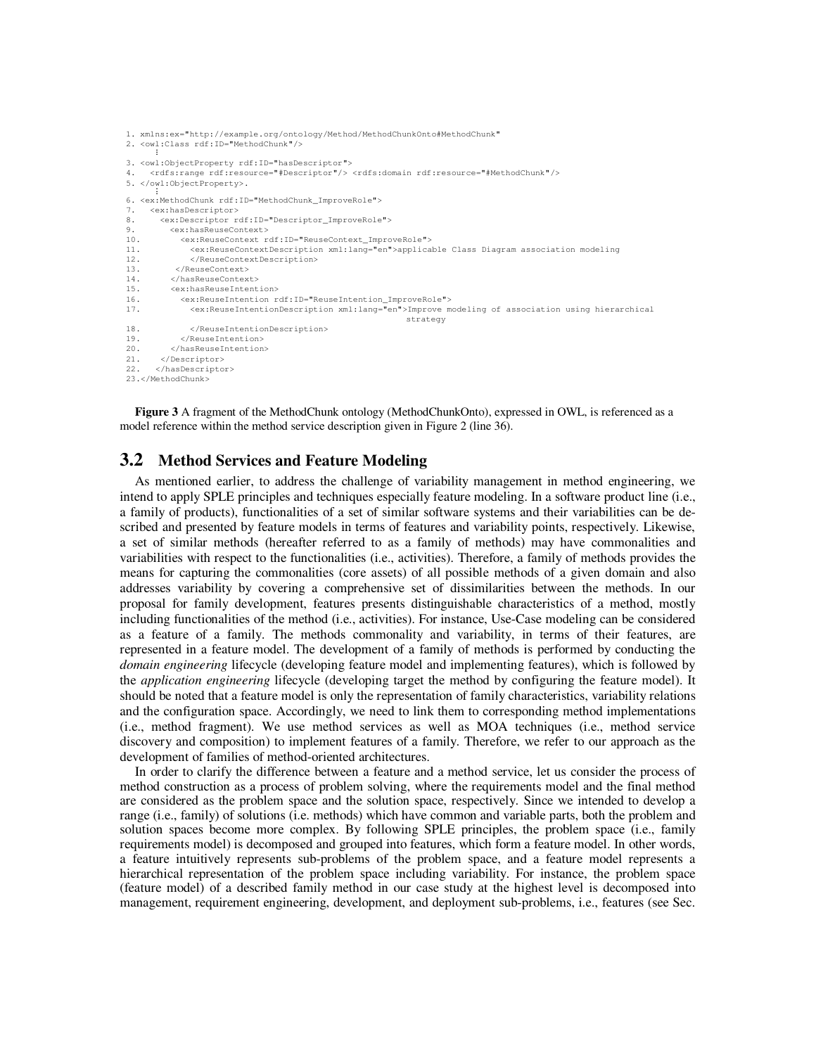```
1. xmlns:ex="http://example.org/ontology/Method/MethodChunkOnto#MethodChunk"
2. <owl:Class rdf:ID="MethodChunk"/>
     ⋮
3. <owl:ObjectProperty rdf:ID="hasDescriptor">
4.   <rdfs:range rdf:resource="#Descriptor"/> <rdfs:domain rdf:resource="#MethodChunk"/>
5. </owl:ObjectProperty>.
     ⋮
6. <ex:MethodChunk rdf:ID="MethodChunk_ImproveRole">
7.   <ex:hasDescriptor>
8.     <ex:Descriptor rdf:ID="Descriptor_ImproveRole">
9.       <ex:hasReuseContext>
10.        <ex:ReuseContext rdf:ID="ReuseContext_ImproveRole">
11.          <ex:ReuseContextDescription xml:lang="en">applicable Class Diagram association modeling
12.          </ReuseContextDescription>
13.       </ReuseContext>
14.      </hasReuseContext>
15.      <ex:hasReuseIntention>
16.        <ex:ReuseIntention rdf:ID="ReuseIntention_ImproveRole">
17.          <ex:ReuseIntentionDescription xml:lang="en">Improve modeling of association using hierarchical
                                                        strategy
18.          </ReuseIntentionDescription>
19.        </ReuseIntention>
20.      </hasReuseIntention>
21.    </Descriptor>
22.   </hasDescriptor>
23.</MethodChunk>
```

**Figure 3** A fragment of the MethodChunk ontology (MethodChunkOnto), expressed in OWL, is referenced as a model reference within the method service description given in Figure 2 (line 36).

## 3.2 Method Services and Feature Modeling

As mentioned earlier, to address the challenge of variability management in method engineering, we intend to apply SPLE principles and techniques especially feature modeling. In a software product line (i.e., a family of products), functionalities of a set of similar software systems and their variabilities can be described and presented by feature models in terms of features and variability points, respectively. Likewise, a set of similar methods (hereafter referred to as a family of methods) may have commonalities and variabilities with respect to the functionalities (i.e., activities). Therefore, a family of methods provides the means for capturing the commonalities (core assets) of all possible methods of a given domain and also addresses variability by covering a comprehensive set of dissimilarities between the methods. In our proposal for family development, features presents distinguishable characteristics of a method, mostly including functionalities of the method (i.e., activities). For instance, Use-Case modeling can be considered as a feature of a family. The methods commonality and variability, in terms of their features, are represented in a feature model. The development of a family of methods is performed by conducting the *domain engineering* lifecycle (developing feature model and implementing features), which is followed by the *application engineering* lifecycle (developing target the method by configuring the feature model). It should be noted that a feature model is only the representation of family characteristics, variability relations and the configuration space. Accordingly, we need to link them to corresponding method implementations (i.e., method fragment). We use method services as well as MOA techniques (i.e., method service discovery and composition) to implement features of a family. Therefore, we refer to our approach as the development of families of method-oriented architectures.

In order to clarify the difference between a feature and a method service, let us consider the process of method construction as a process of problem solving, where the requirements model and the final method are considered as the problem space and the solution space, respectively. Since we intended to develop a range (i.e., family) of solutions (i.e. methods) which have common and variable parts, both the problem and solution spaces become more complex. By following SPLE principles, the problem space (i.e., family requirements model) is decomposed and grouped into features, which form a feature model. In other words, a feature intuitively represents sub-problems of the problem space, and a feature model represents a hierarchical representation of the problem space including variability. For instance, the problem space (feature model) of a described family method in our case study at the highest level is decomposed into management, requirement engineering, development, and deployment sub-problems, i.e., features (see Sec.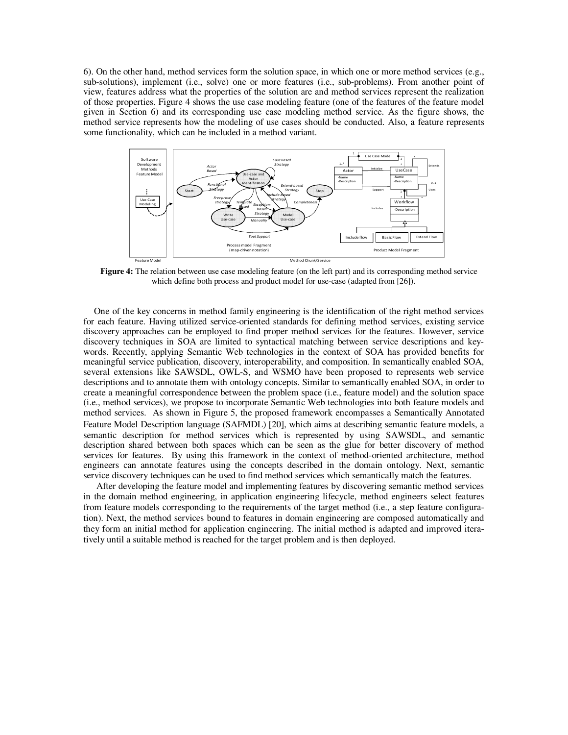6). On the other hand, method services form the solution space, in which one or more method services (e.g., sub-solutions), implement (i.e., solve) one or more features (i.e., sub-problems). From another point of view, features address what the properties of the solution are and method services represent the realization of those properties. Figure 4 shows the use case modeling feature (one of the features of the feature model given in Section 6) and its corresponding use case modeling method service. As the figure shows, the method service represents how the modeling of use cases should be conducted. Also, a feature represents some functionality, which can be included in a method variant.

**Figure 4:** The relation between use case modeling feature (on the left part) and its corresponding method service which define both process and product model for use-case (adapted from [26]).

One of the key concerns in method family engineering is the identification of the right method services for each feature. Having utilized service-oriented standards for defining method services, existing service discovery approaches can be employed to find proper method services for the features. However, service discovery techniques in SOA are limited to syntactical matching between service descriptions and key-words. Recently, applying Semantic Web technologies in the context of SOA has provided benefits for meaningful service publication, discovery, interoperability, and composition. In semantically enabled SOA, several extensions like SAWSDL, OWL-S, and WSMO have been proposed to represents web service descriptions and to annotate them with ontology concepts. Similar to semantically enabled SOA, in order to create a meaningful correspondence between the problem space (i.e., feature model) and the solution space (i.e., method services), we propose to incorporate Semantic Web technologies into both feature models and method services. As shown in Figure 5, the proposed framework encompasses a Semantically Annotated Feature Model Description language (SAFMDL) [20], which aims at describing semantic feature models, a semantic description for method services which is represented by using SAWSDL, and semantic description shared between both spaces which can be seen as the glue for better discovery of method services for features. By using this framework in the context of method-oriented architecture, method engineers can annotate features using the concepts described in the domain ontology. Next, semantic service discovery techniques can be used to find method services which semantically match the features.

After developing the feature model and implementing features by discovering semantic method services in the domain method engineering, in application engineering lifecycle, method engineers select features from feature models corresponding to the requirements of the target method (i.e., a step feature configuration). Next, the method services bound to features in domain engineering are composed automatically and they form an initial method for application engineering. The initial method is adapted and improved iteratively until a suitable method is reached for the target problem and is then deployed.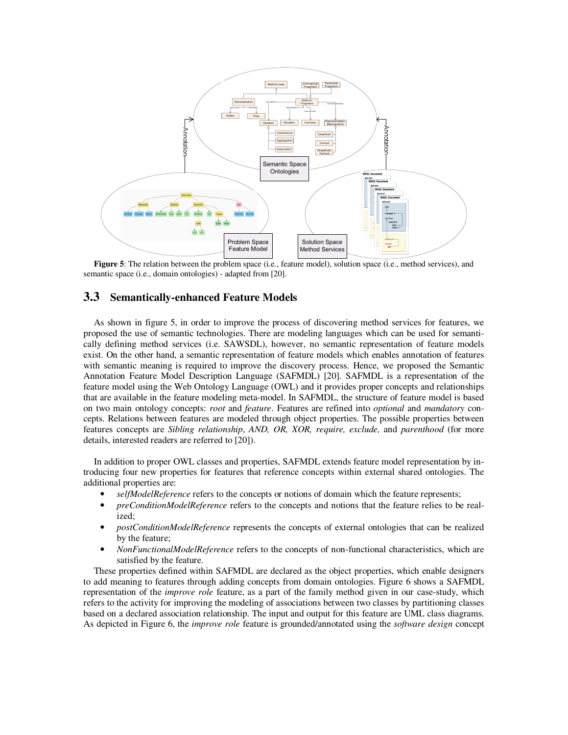**Figure 5**: The relation between the problem space (i.e., feature model), solution space (i.e., method services), and semantic space (i.e., domain ontologies) - adapted from [20].

## 3.3 Semantically-enhanced Feature Models

As shown in figure 5, in order to improve the process of discovering method services for features, we proposed the use of semantic technologies. There are modeling languages which can be used for semantically defining method services (i.e. SAWSDL), however, no semantic representation of feature models exist. On the other hand, a semantic representation of feature models which enables annotation of features with semantic meaning is required to improve the discovery process. Hence, we proposed the Semantic Annotation Feature Model Description Language (SAFMDL) [20]. SAFMDL is a representation of the feature model using the Web Ontology Language (OWL) and it provides proper concepts and relationships that are available in the feature modeling meta-model. In SAFMDL, the structure of feature model is based on two main ontology concepts: *root* and *feature*. Features are refined into *optional* and *mandatory* concepts. Relations between features are modeled through object properties. The possible properties between features concepts are *Sibling relationship*, *AND, OR, XOR, require, exclude,* and *parenthood* (for more details, interested readers are referred to [20]).

In addition to proper OWL classes and properties, SAFMDL extends feature model representation by introducing four new properties for features that reference concepts within external shared ontologies. The additional properties are:

- *selfModelReference* refers to the concepts or notions of domain which the feature represents;
- *preConditionModelReference* refers to the concepts and notions that the feature relies to be realized;
- *postConditionModelReference* represents the concepts of external ontologies that can be realized by the feature;
- *NonFunctionalModelReference* refers to the concepts of non-functional characteristics, which are satisfied by the feature.

These properties defined within SAFMDL are declared as the object properties, which enable designers to add meaning to features through adding concepts from domain ontologies. Figure 6 shows a SAFMDL representation of the *improve role* feature, as a part of the family method given in our case-study, which refers to the activity for improving the modeling of associations between two classes by partitioning classes based on a declared association relationship. The input and output for this feature are UML class diagrams. As depicted in Figure 6, the *improve role* feature is grounded/annotated using the *software design* concept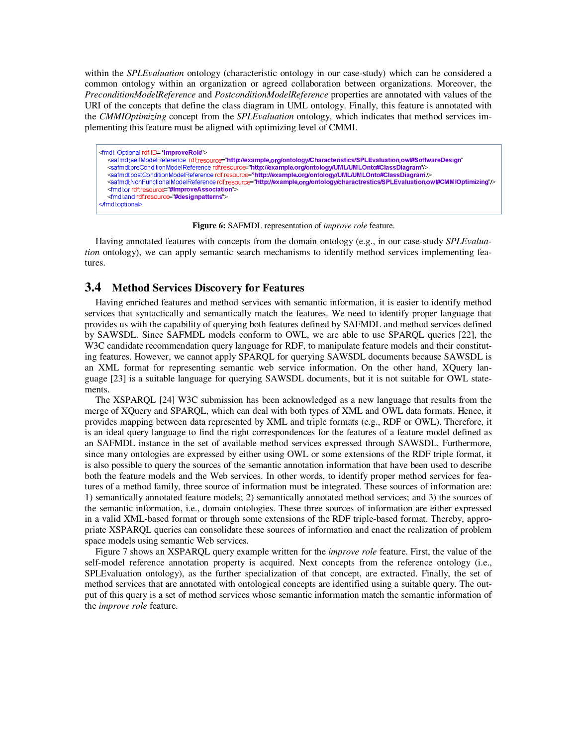within the *SPLEvaluation* ontology (characteristic ontology in our case-study) which can be considered a common ontology within an organization or agreed collaboration between organizations. Moreover, the *PreconditionModelReference* and *PostconditionModelReference* properties are annotated with values of the URI of the concepts that define the class diagram in UML ontology. Finally, this feature is annotated with the *CMMIOptimizing* concept from the *SPLEvaluation* ontology, which indicates that method services implementing this feature must be aligned with optimizing level of CMMI.

```
<fmdl: Optional rdf:ID= "ImproveRole">
    <safmdl:selfModelReference  rdf:resource="http://example.org/ontology/Characteristics/SPLEvaluation.owl#SoftwareDesign"
    <safmdl:preConditionModelReference rdf:resource="http://example.org/ontology/UML/UMLOnto#ClassDiagram"/>
    <safmdl:postConditionModelReference rdf:resource="http://example.org/ontology/UML/UMLOnto#ClassDiagram"/>
    <safmdl:NonFunctionalModelReference rdf:resource="http://example.org/ontology/charactrestics/SPLEvaluation.owl#CMMIOptimizing"/>
    <fmdl:or rdf:resource="#ImproveAssociation">
    <fmdl:and rdf:resource="#designpatterns">
</fmdl:optional>
```

**Figure 6:** SAFMDL representation of *improve role* feature.

Having annotated features with concepts from the domain ontology (e.g., in our case-study *SPLEvaluation* ontology), we can apply semantic search mechanisms to identify method services implementing features.

## 3.4 Method Services Discovery for Features

Having enriched features and method services with semantic information, it is easier to identify method services that syntactically and semantically match the features. We need to identify proper language that provides us with the capability of querying both features defined by SAFMDL and method services defined by SAWSDL. Since SAFMDL models conform to OWL, we are able to use SPARQL queries [22], the W3C candidate recommendation query language for RDF, to manipulate feature models and their constituting features. However, we cannot apply SPARQL for querying SAWSDL documents because SAWSDL is an XML format for representing semantic web service information. On the other hand, XQuery language [23] is a suitable language for querying SAWSDL documents, but it is not suitable for OWL statements.

The XSPARQL [24] W3C submission has been acknowledged as a new language that results from the merge of XQuery and SPARQL, which can deal with both types of XML and OWL data formats. Hence, it provides mapping between data represented by XML and triple formats (e.g., RDF or OWL). Therefore, it is an ideal query language to find the right correspondences for the features of a feature model defined as an SAFMDL instance in the set of available method services expressed through SAWSDL. Furthermore, since many ontologies are expressed by either using OWL or some extensions of the RDF triple format, it is also possible to query the sources of the semantic annotation information that have been used to describe both the feature models and the Web services. In other words, to identify proper method services for features of a method family, three source of information must be integrated. These sources of information are: 1) semantically annotated feature models; 2) semantically annotated method services; and 3) the sources of the semantic information, i.e., domain ontologies. These three sources of information are either expressed in a valid XML-based format or through some extensions of the RDF triple-based format. Thereby, appropriate XSPARQL queries can consolidate these sources of information and enact the realization of problem space models using semantic Web services.

Figure 7 shows an XSPARQL query example written for the *improve role* feature. First, the value of the self-model reference annotation property is acquired. Next concepts from the reference ontology (i.e., SPLEvaluation ontology), as the further specialization of that concept, are extracted. Finally, the set of method services that are annotated with ontological concepts are identified using a suitable query. The output of this query is a set of method services whose semantic information match the semantic information of the *improve role* feature.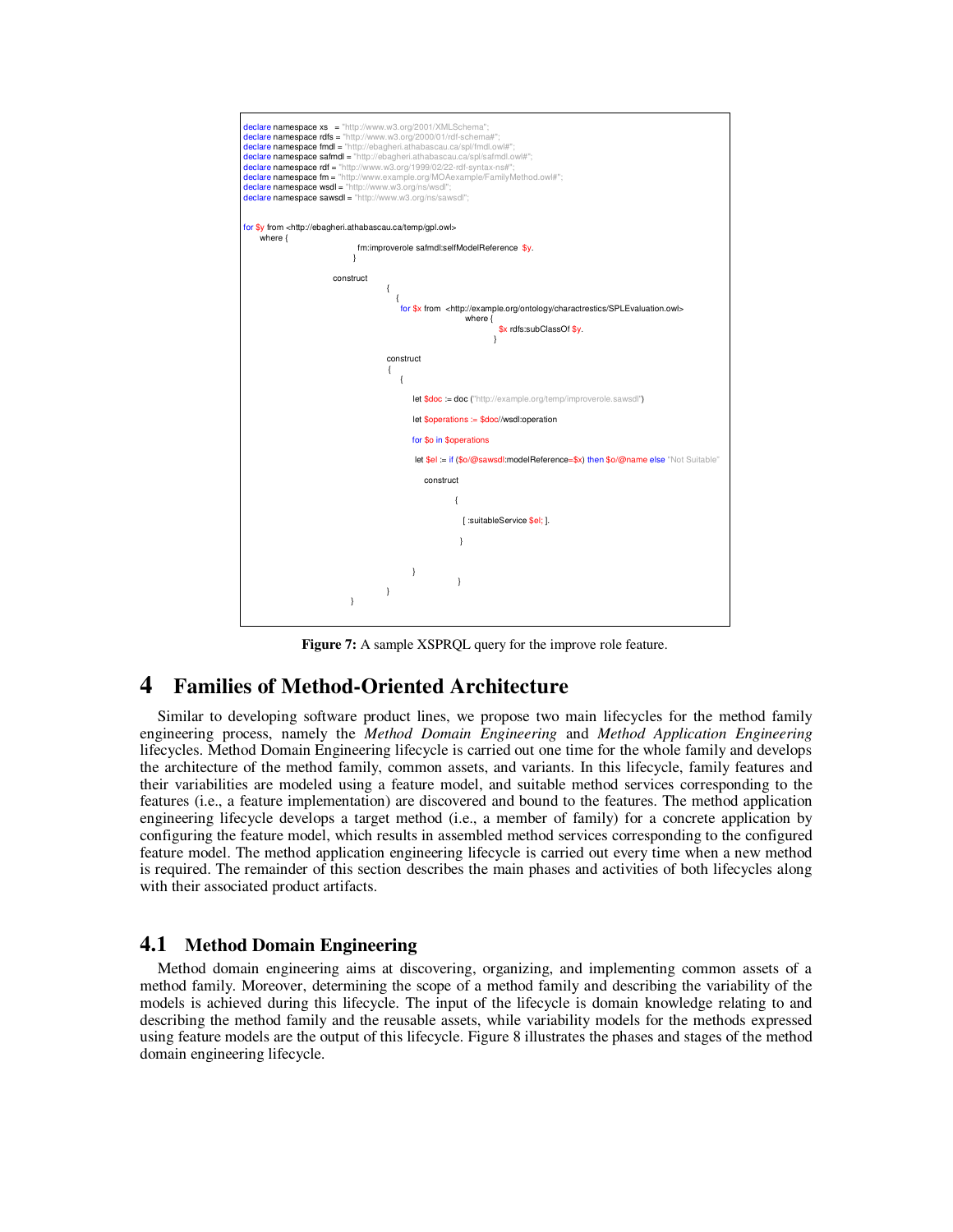```
declare namespace xs   = "http://www.w3.org/2001/XMLSchema";
declare namespace rdfs = "http://www.w3.org/2000/01/rdf-schema#";
declare namespace fmdl = "http://ebagheri.athabascau.ca/spl/fmdl.owl#";
declare namespace safmdl = "http://ebagheri.athabascau.ca/spl/safmdl.owl#";
declare namespace rdf = "http://www.w3.org/1999/02/22-rdf-syntax-ns#";
declare namespace fm = "http://www.example.org/MOAexample/FamilyMethod.owl#";
declare namespace wsdl = "http://www.w3.org/ns/wsdl";
declare namespace sawsdl = "http://www.w3.org/ns/sawsdl";


for $y from <http://ebagheri.athabascau.ca/temp/gpl.owl>
    where {
                        fm:improverole safmdl:selfModelReference  $y.
                       }

                construct
                          {
                            {
                             for $x from  <http://example.org/ontology/charactrestics/SPLEvaluation.owl>
                                               where {
                                                        $x rdfs:subClassOf $y.
                                                      }

                          construct
                           {
                             {

                                let $doc := doc ("http://example.org/temp/improverole.sawsdl")

                                let $operations := $doc//wsdl:operation

                                for $o in $operations

                                 let $el := if ($o/@sawsdl:modelReference=$x) then $o/@name else "Not Suitable"

                                  construct

                                           {

                                             [ :suitableService $el; ].

                                            }


                                }
                                           }
                          }
                   }
```

**Figure 7:** A sample XSPRQL query for the improve role feature.

# 4 Families of Method-Oriented Architecture

Similar to developing software product lines, we propose two main lifecycles for the method family engineering process, namely the *Method Domain Engineering* and *Method Application Engineering* lifecycles. Method Domain Engineering lifecycle is carried out one time for the whole family and develops the architecture of the method family, common assets, and variants. In this lifecycle, family features and their variabilities are modeled using a feature model, and suitable method services corresponding to the features (i.e., a feature implementation) are discovered and bound to the features. The method application engineering lifecycle develops a target method (i.e., a member of family) for a concrete application by configuring the feature model, which results in assembled method services corresponding to the configured feature model. The method application engineering lifecycle is carried out every time when a new method is required. The remainder of this section describes the main phases and activities of both lifecycles along with their associated product artifacts.

## 4.1 Method Domain Engineering

Method domain engineering aims at discovering, organizing, and implementing common assets of a method family. Moreover, determining the scope of a method family and describing the variability of the models is achieved during this lifecycle. The input of the lifecycle is domain knowledge relating to and describing the method family and the reusable assets, while variability models for the methods expressed using feature models are the output of this lifecycle. Figure 8 illustrates the phases and stages of the method domain engineering lifecycle.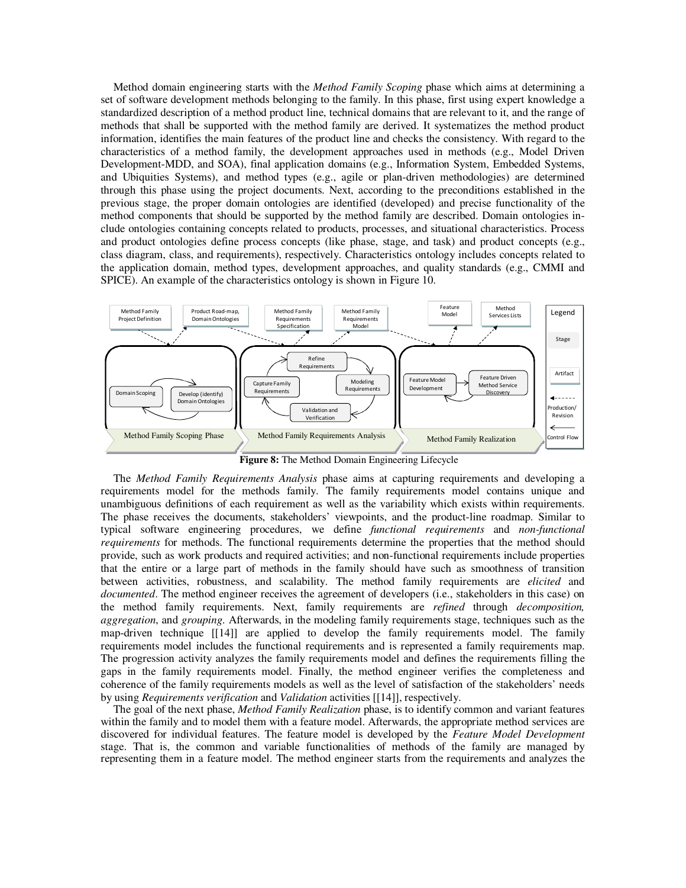Method domain engineering starts with the *Method Family Scoping* phase which aims at determining a set of software development methods belonging to the family. In this phase, first using expert knowledge a standardized description of a method product line, technical domains that are relevant to it, and the range of methods that shall be supported with the method family are derived. It systematizes the method product information, identifies the main features of the product line and checks the consistency. With regard to the characteristics of a method family, the development approaches used in methods (e.g., Model Driven Development-MDD, and SOA), final application domains (e.g., Information System, Embedded Systems, and Ubiquities Systems), and method types (e.g., agile or plan-driven methodologies) are determined through this phase using the project documents. Next, according to the preconditions established in the previous stage, the proper domain ontologies are identified (developed) and precise functionality of the method components that should be supported by the method family are described. Domain ontologies include ontologies containing concepts related to products, processes, and situational characteristics. Process and product ontologies define process concepts (like phase, stage, and task) and product concepts (e.g., class diagram, class, and requirements), respectively. Characteristics ontology includes concepts related to the application domain, method types, development approaches, and quality standards (e.g., CMMI and SPICE). An example of the characteristics ontology is shown in Figure 10.

**Figure 8:** The Method Domain Engineering Lifecycle

The *Method Family Requirements Analysis* phase aims at capturing requirements and developing a requirements model for the methods family. The family requirements model contains unique and unambiguous definitions of each requirement as well as the variability which exists within requirements. The phase receives the documents, stakeholders' viewpoints, and the product-line roadmap. Similar to typical software engineering procedures, we define *functional requirements* and *non-functional requirements* for methods. The functional requirements determine the properties that the method should provide, such as work products and required activities; and non-functional requirements include properties that the entire or a large part of methods in the family should have such as smoothness of transition between activities, robustness, and scalability. The method family requirements are *elicited* and *documented*. The method engineer receives the agreement of developers (i.e., stakeholders in this case) on the method family requirements. Next, family requirements are *refined* through *decomposition, aggregation*, and *grouping*. Afterwards, in the modeling family requirements stage, techniques such as the map-driven technique [[14]] are applied to develop the family requirements model. The family requirements model includes the functional requirements and is represented a family requirements map. The progression activity analyzes the family requirements model and defines the requirements filling the gaps in the family requirements model. Finally, the method engineer verifies the completeness and coherence of the family requirements models as well as the level of satisfaction of the stakeholders' needs by using *Requirements verification* and *Validation* activities [[14]], respectively.

The goal of the next phase, *Method Family Realization* phase, is to identify common and variant features within the family and to model them with a feature model. Afterwards, the appropriate method services are discovered for individual features. The feature model is developed by the *Feature Model Development* stage. That is, the common and variable functionalities of methods of the family are managed by representing them in a feature model. The method engineer starts from the requirements and analyzes the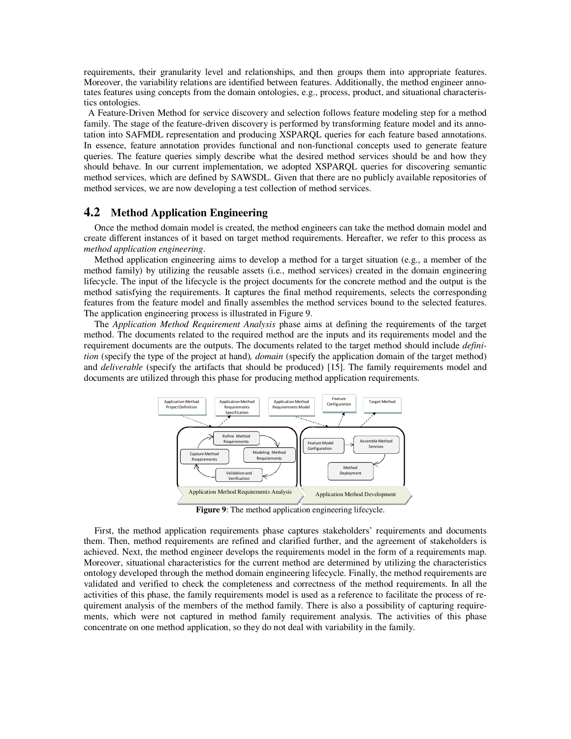requirements, their granularity level and relationships, and then groups them into appropriate features. Moreover, the variability relations are identified between features. Additionally, the method engineer annotates features using concepts from the domain ontologies, e.g., process, product, and situational characteristics ontologies.

A Feature-Driven Method for service discovery and selection follows feature modeling step for a method family. The stage of the feature-driven discovery is performed by transforming feature model and its annotation into SAFMDL representation and producing XSPARQL queries for each feature based annotations. In essence, feature annotation provides functional and non-functional concepts used to generate feature queries. The feature queries simply describe what the desired method services should be and how they should behave. In our current implementation, we adopted XSPARQL queries for discovering semantic method services, which are defined by SAWSDL. Given that there are no publicly available repositories of method services, we are now developing a test collection of method services.

## 4.2 Method Application Engineering

Once the method domain model is created, the method engineers can take the method domain model and create different instances of it based on target method requirements. Hereafter, we refer to this process as *method application engineering*.

Method application engineering aims to develop a method for a target situation (e.g., a member of the method family) by utilizing the reusable assets (i.e., method services) created in the domain engineering lifecycle. The input of the lifecycle is the project documents for the concrete method and the output is the method satisfying the requirements. It captures the final method requirements, selects the corresponding features from the feature model and finally assembles the method services bound to the selected features. The application engineering process is illustrated in Figure 9.

The *Application Method Requirement Analysis* phase aims at defining the requirements of the target method. The documents related to the required method are the inputs and its requirements model and the requirement documents are the outputs. The documents related to the target method should include *definition* (specify the type of the project at hand), *domain* (specify the application domain of the target method) and *deliverable* (specify the artifacts that should be produced) [15]. The family requirements model and documents are utilized through this phase for producing method application requirements.

**Figure 9**: The method application engineering lifecycle.

First, the method application requirements phase captures stakeholders' requirements and documents them. Then, method requirements are refined and clarified further, and the agreement of stakeholders is achieved. Next, the method engineer develops the requirements model in the form of a requirements map. Moreover, situational characteristics for the current method are determined by utilizing the characteristics ontology developed through the method domain engineering lifecycle. Finally, the method requirements are validated and verified to check the completeness and correctness of the method requirements. In all the activities of this phase, the family requirements model is used as a reference to facilitate the process of requirement analysis of the members of the method family. There is also a possibility of capturing requirements, which were not captured in method family requirement analysis. The activities of this phase concentrate on one method application, so they do not deal with variability in the family.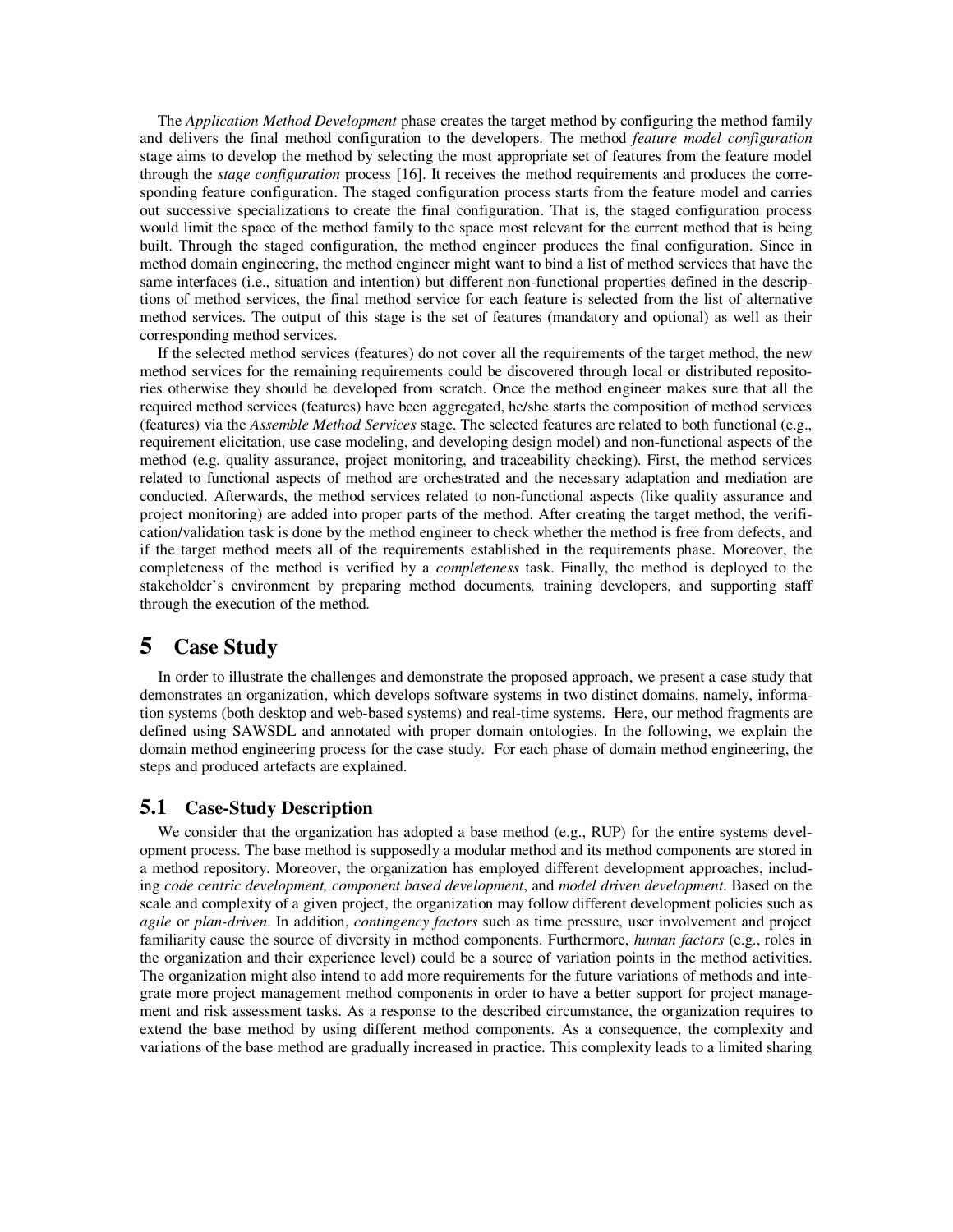The *Application Method Development* phase creates the target method by configuring the method family and delivers the final method configuration to the developers. The method *feature model configuration* stage aims to develop the method by selecting the most appropriate set of features from the feature model through the *stage configuration* process [16]. It receives the method requirements and produces the corresponding feature configuration. The staged configuration process starts from the feature model and carries out successive specializations to create the final configuration. That is, the staged configuration process would limit the space of the method family to the space most relevant for the current method that is being built. Through the staged configuration, the method engineer produces the final configuration. Since in method domain engineering, the method engineer might want to bind a list of method services that have the same interfaces (i.e., situation and intention) but different non-functional properties defined in the descriptions of method services, the final method service for each feature is selected from the list of alternative method services. The output of this stage is the set of features (mandatory and optional) as well as their corresponding method services.

If the selected method services (features) do not cover all the requirements of the target method, the new method services for the remaining requirements could be discovered through local or distributed repositories otherwise they should be developed from scratch. Once the method engineer makes sure that all the required method services (features) have been aggregated, he/she starts the composition of method services (features) via the *Assemble Method Services* stage. The selected features are related to both functional (e.g., requirement elicitation, use case modeling, and developing design model) and non-functional aspects of the method (e.g. quality assurance, project monitoring, and traceability checking). First, the method services related to functional aspects of method are orchestrated and the necessary adaptation and mediation are conducted. Afterwards, the method services related to non-functional aspects (like quality assurance and project monitoring) are added into proper parts of the method. After creating the target method, the verification/validation task is done by the method engineer to check whether the method is free from defects, and if the target method meets all of the requirements established in the requirements phase. Moreover, the completeness of the method is verified by a *completeness* task. Finally, the method is deployed to the stakeholder's environment by preparing method documents, training developers, and supporting staff through the execution of the method.

# 5 Case Study

In order to illustrate the challenges and demonstrate the proposed approach, we present a case study that demonstrates an organization, which develops software systems in two distinct domains, namely, information systems (both desktop and web-based systems) and real-time systems. Here, our method fragments are defined using SAWSDL and annotated with proper domain ontologies. In the following, we explain the domain method engineering process for the case study. For each phase of domain method engineering, the steps and produced artefacts are explained.

## 5.1 Case-Study Description

We consider that the organization has adopted a base method (e.g., RUP) for the entire systems development process. The base method is supposedly a modular method and its method components are stored in a method repository. Moreover, the organization has employed different development approaches, including *code centric development, component based development*, and *model driven development*. Based on the scale and complexity of a given project, the organization may follow different development policies such as *agile* or *plan-driven*. In addition, *contingency factors* such as time pressure, user involvement and project familiarity cause the source of diversity in method components. Furthermore, *human factors* (e.g., roles in the organization and their experience level) could be a source of variation points in the method activities. The organization might also intend to add more requirements for the future variations of methods and integrate more project management method components in order to have a better support for project management and risk assessment tasks. As a response to the described circumstance, the organization requires to extend the base method by using different method components. As a consequence, the complexity and variations of the base method are gradually increased in practice. This complexity leads to a limited sharing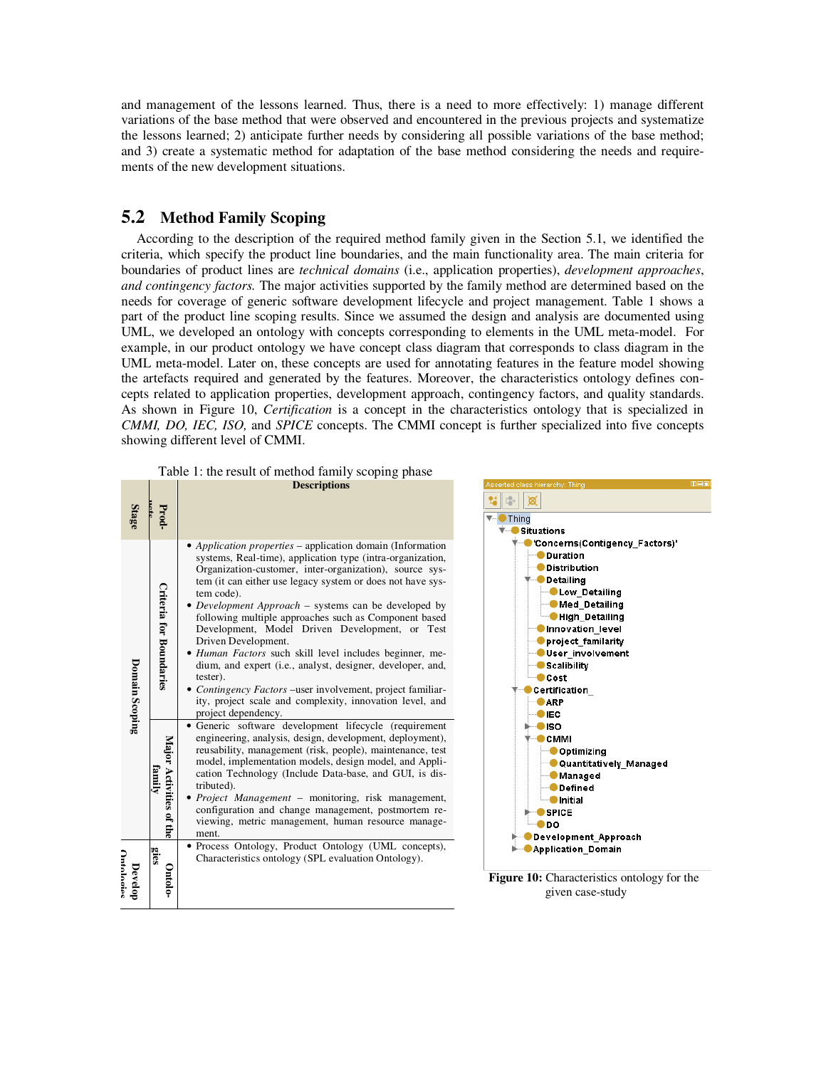and management of the lessons learned. Thus, there is a need to more effectively: 1) manage different variations of the base method that were observed and encountered in the previous projects and systematize the lessons learned; 2) anticipate further needs by considering all possible variations of the base method; and 3) create a systematic method for adaptation of the base method considering the needs and requirements of the new development situations.

## 5.2 Method Family Scoping

According to the description of the required method family given in the Section 5.1, we identified the criteria, which specify the product line boundaries, and the main functionality area. The main criteria for boundaries of product lines are *technical domains* (i.e., application properties), *development approaches*, *and contingency factors.* The major activities supported by the family method are determined based on the needs for coverage of generic software development lifecycle and project management. Table 1 shows a part of the product line scoping results. Since we assumed the design and analysis are documented using UML, we developed an ontology with concepts corresponding to elements in the UML meta-model. For example, in our product ontology we have concept class diagram that corresponds to class diagram in the UML meta-model. Later on, these concepts are used for annotating features in the feature model showing the artefacts required and generated by the features. Moreover, the characteristics ontology defines concepts related to application properties, development approach, contingency factors, and quality standards. As shown in Figure 10, *Certification* is a concept in the characteristics ontology that is specialized in *CMMI, DO, IEC, ISO,* and *SPICE* concepts. The CMMI concept is further specialized into five concepts showing different level of CMMI.

Table 1: the result of method family scoping phase

| Stage | Products | Descriptions |
|---|---|---|
| Domain Scoping | Criteria for Boundaries | • *Application properties* – application domain (Information systems, Real-time), application type (intra-organization, Organization-customer, inter-organization), source system (it can either use legacy system or does not have system code).<br>• *Development Approach* – systems can be developed by following multiple approaches such as Component based Development, Model Driven Development, or Test Driven Development.<br>• *Human Factors* such skill level includes beginner, medium, and expert (i.e., analyst, designer, developer, and, tester).<br>• *Contingency Factors* –user involvement, project familiarity, project scale and complexity, innovation level, and project dependency. |
| | Major Activities of the family | • Generic software development lifecycle (requirement engineering, analysis, design, development, deployment), reusability, management (risk, people), maintenance, test model, implementation models, design model, and Application Technology (Include Data-base, and GUI, is distributed).<br>• *Project Management* – monitoring, risk management, configuration and change management, postmortem reviewing, metric management, human resource management. |
| Develop Ontologies | Ontologies | • Process Ontology, Product Ontology (UML concepts), Characteristics ontology (SPL evaluation Ontology). |

**Figure 10:** Characteristics ontology for the given case-study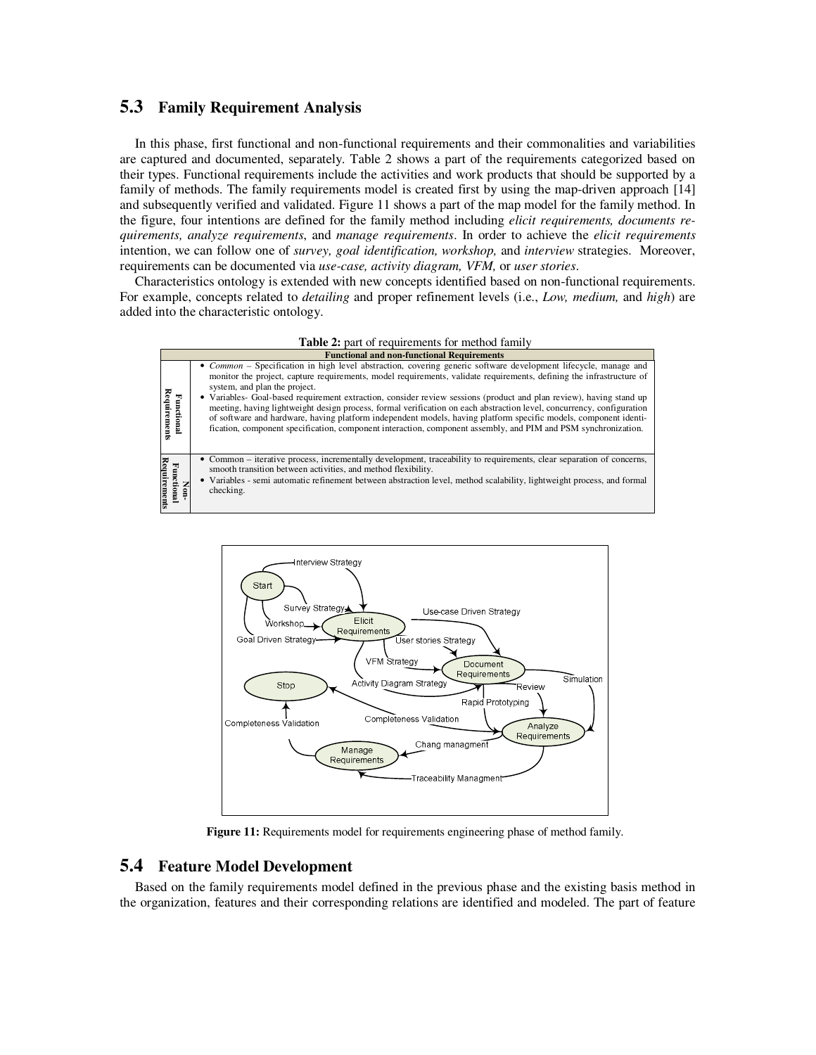## 5.3 Family Requirement Analysis

In this phase, first functional and non-functional requirements and their commonalities and variabilities are captured and documented, separately. Table 2 shows a part of the requirements categorized based on their types. Functional requirements include the activities and work products that should be supported by a family of methods. The family requirements model is created first by using the map-driven approach [14] and subsequently verified and validated. Figure 11 shows a part of the map model for the family method. In the figure, four intentions are defined for the family method including *elicit requirements, documents requirements, analyze requirements*, and *manage requirements*. In order to achieve the *elicit requirements* intention, we can follow one of *survey, goal identification, workshop,* and *interview* strategies. Moreover, requirements can be documented via *use-case, activity diagram, VFM,* or *user stories*.

Characteristics ontology is extended with new concepts identified based on non-functional requirements. For example, concepts related to *detailing* and proper refinement levels (i.e., *Low, medium,* and *high*) are added into the characteristic ontology.

**Table 2:** part of requirements for method family

| Functional and non-functional Requirements | |
|---|---|
| Functional Requirements | • *Common* – Specification in high level abstraction, covering generic software development lifecycle, manage and monitor the project, capture requirements, model requirements, validate requirements, defining the infrastructure of system, and plan the project.<br>• Variables- Goal-based requirement extraction, consider review sessions (product and plan review), having stand up meeting, having lightweight design process, formal verification on each abstraction level, concurrency, configuration of software and hardware, having platform independent models, having platform specific models, component identification, component specification, component interaction, component assembly, and PIM and PSM synchronization. |
| Non-Functional Requirements | • Common – iterative process, incrementally development, traceability to requirements, clear separation of concerns, smooth transition between activities, and method flexibility.<br>• Variables - semi automatic refinement between abstraction level, method scalability, lightweight process, and formal checking. |

**Figure 11:** Requirements model for requirements engineering phase of method family.

## 5.4 Feature Model Development

Based on the family requirements model defined in the previous phase and the existing basis method in the organization, features and their corresponding relations are identified and modeled. The part of feature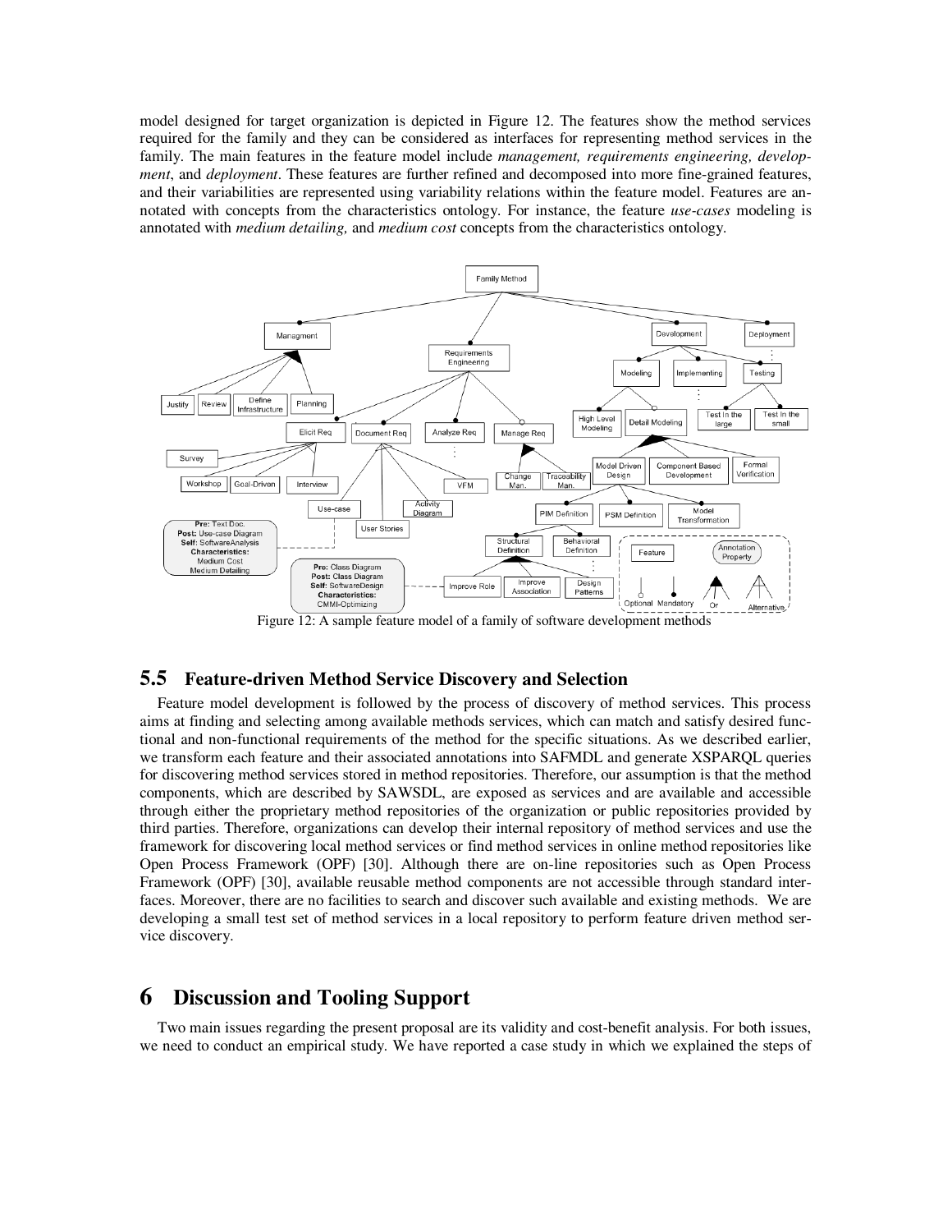model designed for target organization is depicted in Figure 12. The features show the method services required for the family and they can be considered as interfaces for representing method services in the family. The main features in the feature model include *management, requirements engineering, development*, and *deployment*. These features are further refined and decomposed into more fine-grained features, and their variabilities are represented using variability relations within the feature model. Features are annotated with concepts from the characteristics ontology. For instance, the feature *use-cases* modeling is annotated with *medium detailing,* and *medium cost* concepts from the characteristics ontology.

Figure 12: A sample feature model of a family of software development methods

## 5.5 Feature-driven Method Service Discovery and Selection

Feature model development is followed by the process of discovery of method services. This process aims at finding and selecting among available methods services, which can match and satisfy desired functional and non-functional requirements of the method for the specific situations. As we described earlier, we transform each feature and their associated annotations into SAFMDL and generate XSPARQL queries for discovering method services stored in method repositories. Therefore, our assumption is that the method components, which are described by SAWSDL, are exposed as services and are available and accessible through either the proprietary method repositories of the organization or public repositories provided by third parties. Therefore, organizations can develop their internal repository of method services and use the framework for discovering local method services or find method services in online method repositories like Open Process Framework (OPF) [30]. Although there are on-line repositories such as Open Process Framework (OPF) [30], available reusable method components are not accessible through standard interfaces. Moreover, there are no facilities to search and discover such available and existing methods. We are developing a small test set of method services in a local repository to perform feature driven method service discovery.

# 6 Discussion and Tooling Support

Two main issues regarding the present proposal are its validity and cost-benefit analysis. For both issues, we need to conduct an empirical study. We have reported a case study in which we explained the steps of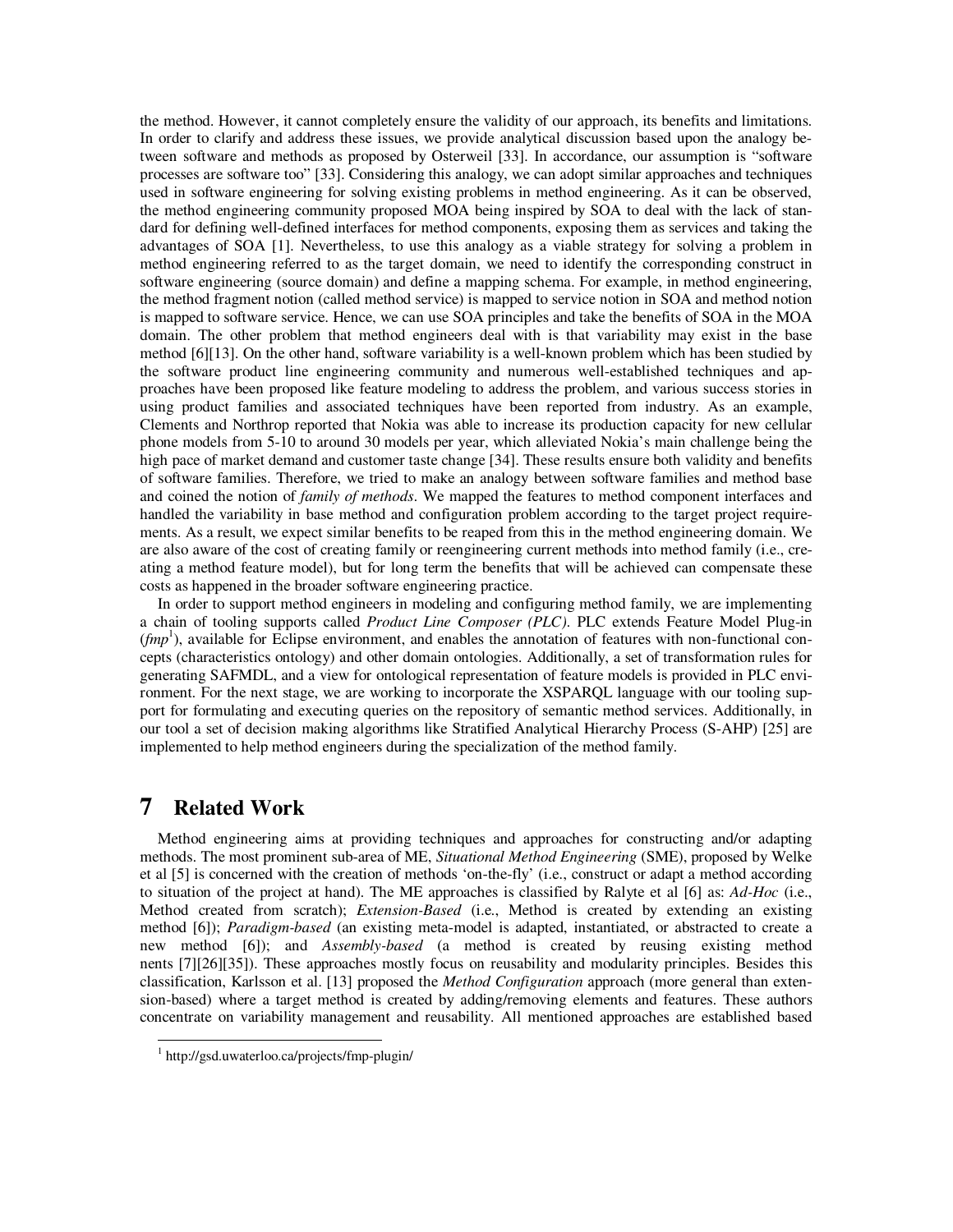the method. However, it cannot completely ensure the validity of our approach, its benefits and limitations. In order to clarify and address these issues, we provide analytical discussion based upon the analogy between software and methods as proposed by Osterweil [33]. In accordance, our assumption is "software processes are software too" [33]. Considering this analogy, we can adopt similar approaches and techniques used in software engineering for solving existing problems in method engineering. As it can be observed, the method engineering community proposed MOA being inspired by SOA to deal with the lack of standard for defining well-defined interfaces for method components, exposing them as services and taking the advantages of SOA [1]. Nevertheless, to use this analogy as a viable strategy for solving a problem in method engineering referred to as the target domain, we need to identify the corresponding construct in software engineering (source domain) and define a mapping schema. For example, in method engineering, the method fragment notion (called method service) is mapped to service notion in SOA and method notion is mapped to software service. Hence, we can use SOA principles and take the benefits of SOA in the MOA domain. The other problem that method engineers deal with is that variability may exist in the base method [6][13]. On the other hand, software variability is a well-known problem which has been studied by the software product line engineering community and numerous well-established techniques and approaches have been proposed like feature modeling to address the problem, and various success stories in using product families and associated techniques have been reported from industry. As an example, Clements and Northrop reported that Nokia was able to increase its production capacity for new cellular phone models from 5-10 to around 30 models per year, which alleviated Nokia's main challenge being the high pace of market demand and customer taste change [34]. These results ensure both validity and benefits of software families. Therefore, we tried to make an analogy between software families and method base and coined the notion of *family of methods*. We mapped the features to method component interfaces and handled the variability in base method and configuration problem according to the target project requirements. As a result, we expect similar benefits to be reaped from this in the method engineering domain. We are also aware of the cost of creating family or reengineering current methods into method family (i.e., creating a method feature model), but for long term the benefits that will be achieved can compensate these costs as happened in the broader software engineering practice.

In order to support method engineers in modeling and configuring method family, we are implementing a chain of tooling supports called *Product Line Composer (PLC)*. PLC extends Feature Model Plug-in (*fmp*[1]), available for Eclipse environment, and enables the annotation of features with non-functional concepts (characteristics ontology) and other domain ontologies. Additionally, a set of transformation rules for generating SAFMDL, and a view for ontological representation of feature models is provided in PLC environment. For the next stage, we are working to incorporate the XSPARQL language with our tooling support for formulating and executing queries on the repository of semantic method services. Additionally, in our tool a set of decision making algorithms like Stratified Analytical Hierarchy Process (S-AHP) [25] are implemented to help method engineers during the specialization of the method family.

# 7 Related Work

Method engineering aims at providing techniques and approaches for constructing and/or adapting methods. The most prominent sub-area of ME, *Situational Method Engineering* (SME), proposed by Welke et al [5] is concerned with the creation of methods 'on-the-fly' (i.e., construct or adapt a method according to situation of the project at hand). The ME approaches is classified by Ralyte et al [6] as: *Ad-Hoc* (i.e., Method created from scratch); *Extension-Based* (i.e., Method is created by extending an existing method [6]); *Paradigm-based* (an existing meta-model is adapted, instantiated, or abstracted to create a new method [6]); and *Assembly-based* (a method is created by reusing existing method nents [7][26][35]). These approaches mostly focus on reusability and modularity principles. Besides this classification, Karlsson et al. [13] proposed the *Method Configuration* approach (more general than extension-based) where a target method is created by adding/removing elements and features. These authors concentrate on variability management and reusability. All mentioned approaches are established based

[1] http://gsd.uwaterloo.ca/projects/fmp-plugin/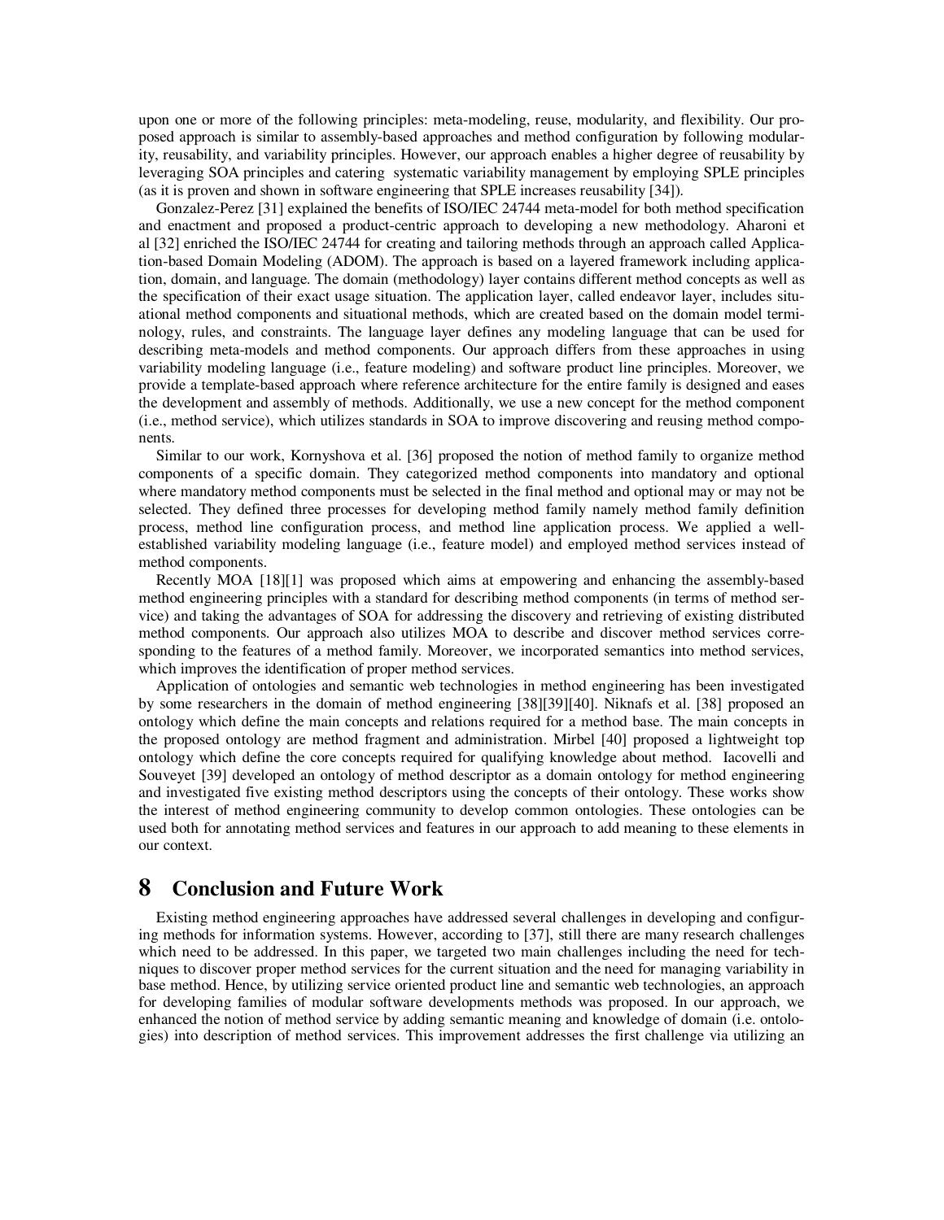upon one or more of the following principles: meta-modeling, reuse, modularity, and flexibility. Our proposed approach is similar to assembly-based approaches and method configuration by following modularity, reusability, and variability principles. However, our approach enables a higher degree of reusability by leveraging SOA principles and catering systematic variability management by employing SPLE principles (as it is proven and shown in software engineering that SPLE increases reusability [34]).

Gonzalez-Perez [31] explained the benefits of ISO/IEC 24744 meta-model for both method specification and enactment and proposed a product-centric approach to developing a new methodology. Aharoni et al [32] enriched the ISO/IEC 24744 for creating and tailoring methods through an approach called Application-based Domain Modeling (ADOM). The approach is based on a layered framework including application, domain, and language. The domain (methodology) layer contains different method concepts as well as the specification of their exact usage situation. The application layer, called endeavor layer, includes situational method components and situational methods, which are created based on the domain model terminology, rules, and constraints. The language layer defines any modeling language that can be used for describing meta-models and method components. Our approach differs from these approaches in using variability modeling language (i.e., feature modeling) and software product line principles. Moreover, we provide a template-based approach where reference architecture for the entire family is designed and eases the development and assembly of methods. Additionally, we use a new concept for the method component (i.e., method service), which utilizes standards in SOA to improve discovering and reusing method components.

Similar to our work, Kornyshova et al. [36] proposed the notion of method family to organize method components of a specific domain. They categorized method components into mandatory and optional where mandatory method components must be selected in the final method and optional may or may not be selected. They defined three processes for developing method family namely method family definition process, method line configuration process, and method line application process. We applied a well-established variability modeling language (i.e., feature model) and employed method services instead of method components.

Recently MOA [18][1] was proposed which aims at empowering and enhancing the assembly-based method engineering principles with a standard for describing method components (in terms of method service) and taking the advantages of SOA for addressing the discovery and retrieving of existing distributed method components. Our approach also utilizes MOA to describe and discover method services corresponding to the features of a method family. Moreover, we incorporated semantics into method services, which improves the identification of proper method services.

Application of ontologies and semantic web technologies in method engineering has been investigated by some researchers in the domain of method engineering [38][39][40]. Niknafs et al. [38] proposed an ontology which define the main concepts and relations required for a method base. The main concepts in the proposed ontology are method fragment and administration. Mirbel [40] proposed a lightweight top ontology which define the core concepts required for qualifying knowledge about method. Iacovelli and Souveyet [39] developed an ontology of method descriptor as a domain ontology for method engineering and investigated five existing method descriptors using the concepts of their ontology. These works show the interest of method engineering community to develop common ontologies. These ontologies can be used both for annotating method services and features in our approach to add meaning to these elements in our context.

# 8 Conclusion and Future Work

Existing method engineering approaches have addressed several challenges in developing and configuring methods for information systems. However, according to [37], still there are many research challenges which need to be addressed. In this paper, we targeted two main challenges including the need for techniques to discover proper method services for the current situation and the need for managing variability in base method. Hence, by utilizing service oriented product line and semantic web technologies, an approach for developing families of modular software developments methods was proposed. In our approach, we enhanced the notion of method service by adding semantic meaning and knowledge of domain (i.e. ontologies) into description of method services. This improvement addresses the first challenge via utilizing an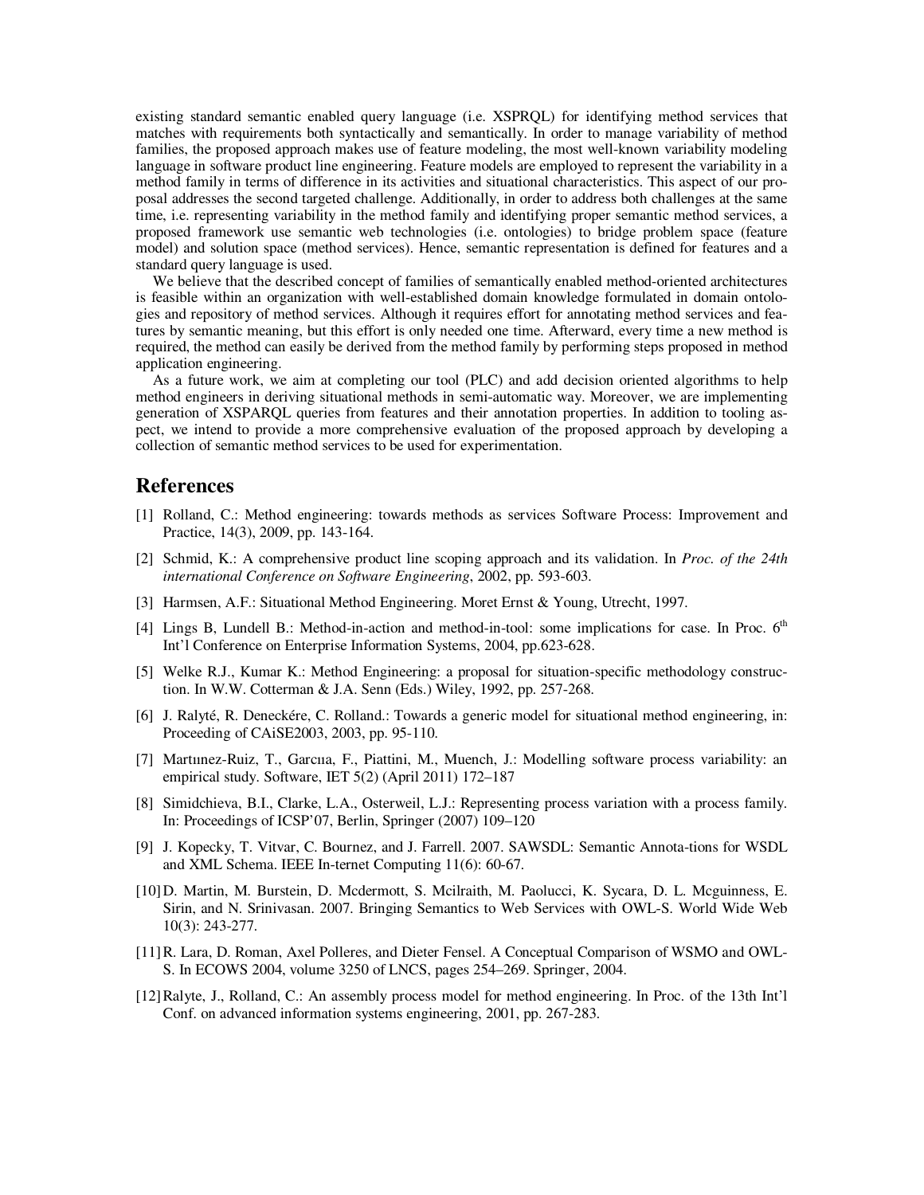existing standard semantic enabled query language (i.e. XSPRQL) for identifying method services that matches with requirements both syntactically and semantically. In order to manage variability of method families, the proposed approach makes use of feature modeling, the most well-known variability modeling language in software product line engineering. Feature models are employed to represent the variability in a method family in terms of difference in its activities and situational characteristics. This aspect of our proposal addresses the second targeted challenge. Additionally, in order to address both challenges at the same time, i.e. representing variability in the method family and identifying proper semantic method services, a proposed framework use semantic web technologies (i.e. ontologies) to bridge problem space (feature model) and solution space (method services). Hence, semantic representation is defined for features and a standard query language is used.

We believe that the described concept of families of semantically enabled method-oriented architectures is feasible within an organization with well-established domain knowledge formulated in domain ontologies and repository of method services. Although it requires effort for annotating method services and features by semantic meaning, but this effort is only needed one time. Afterward, every time a new method is required, the method can easily be derived from the method family by performing steps proposed in method application engineering.

As a future work, we aim at completing our tool (PLC) and add decision oriented algorithms to help method engineers in deriving situational methods in semi-automatic way. Moreover, we are implementing generation of XSPARQL queries from features and their annotation properties. In addition to tooling aspect, we intend to provide a more comprehensive evaluation of the proposed approach by developing a collection of semantic method services to be used for experimentation.

## References

[1] Rolland, C.: Method engineering: towards methods as services Software Process: Improvement and Practice, 14(3), 2009, pp. 143-164.

[2] Schmid, K.: A comprehensive product line scoping approach and its validation. In *Proc. of the 24th international Conference on Software Engineering*, 2002, pp. 593-603.

[3] Harmsen, A.F.: Situational Method Engineering. Moret Ernst & Young, Utrecht, 1997.

[4] Lings B, Lundell B.: Method-in-action and method-in-tool: some implications for case. In Proc. 6th Int'l Conference on Enterprise Information Systems, 2004, pp.623-628.

[5] Welke R.J., Kumar K.: Method Engineering: a proposal for situation-specific methodology construction. In W.W. Cotterman & J.A. Senn (Eds.) Wiley, 1992, pp. 257-268.

[6] J. Ralyté, R. Deneckére, C. Rolland.: Towards a generic model for situational method engineering, in: Proceeding of CAiSE2003, 2003, pp. 95-110.

[7] Martıınez-Ruiz, T., Garcıa, F., Piattini, M., Muench, J.: Modelling software process variability: an empirical study. Software, IET 5(2) (April 2011) 172–187

[8] Simidchieva, B.I., Clarke, L.A., Osterweil, L.J.: Representing process variation with a process family. In: Proceedings of ICSP'07, Berlin, Springer (2007) 109–120

[9] J. Kopecky, T. Vitvar, C. Bournez, and J. Farrell. 2007. SAWSDL: Semantic Annota-tions for WSDL and XML Schema. IEEE In-ternet Computing 11(6): 60-67.

[10] D. Martin, M. Burstein, D. Mcdermott, S. Mcilraith, M. Paolucci, K. Sycara, D. L. Mcguinness, E. Sirin, and N. Srinivasan. 2007. Bringing Semantics to Web Services with OWL-S. World Wide Web 10(3): 243-277.

[11] R. Lara, D. Roman, Axel Polleres, and Dieter Fensel. A Conceptual Comparison of WSMO and OWL-S. In ECOWS 2004, volume 3250 of LNCS, pages 254–269. Springer, 2004.

[12] Ralyte, J., Rolland, C.: An assembly process model for method engineering. In Proc. of the 13th Int'l Conf. on advanced information systems engineering, 2001, pp. 267-283.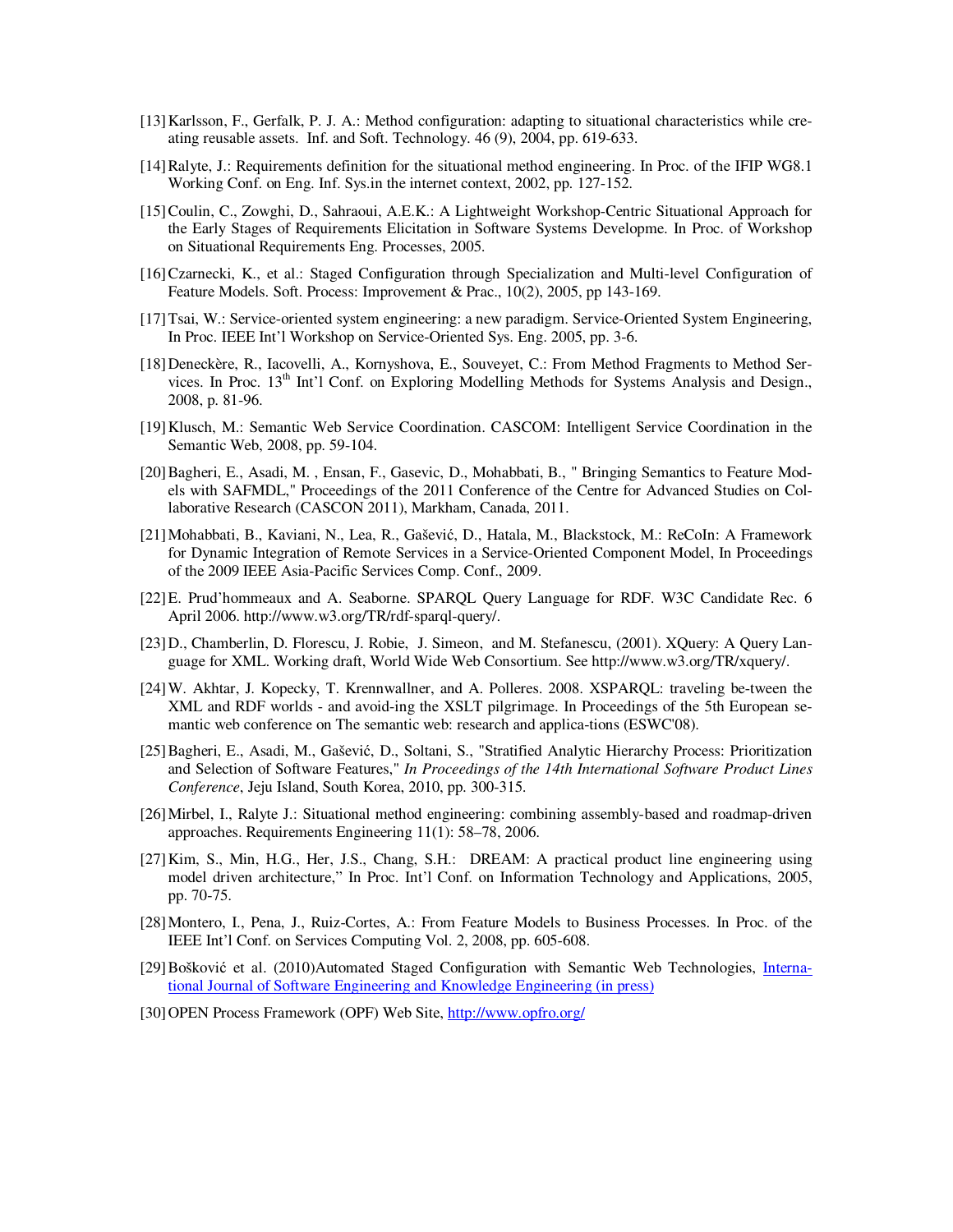[13] Karlsson, F., Gerfalk, P. J. A.: Method configuration: adapting to situational characteristics while creating reusable assets. Inf. and Soft. Technology. 46 (9), 2004, pp. 619-633.

[14] Ralyte, J.: Requirements definition for the situational method engineering. In Proc. of the IFIP WG8.1 Working Conf. on Eng. Inf. Sys.in the internet context, 2002, pp. 127-152.

[15] Coulin, C., Zowghi, D., Sahraoui, A.E.K.: A Lightweight Workshop-Centric Situational Approach for the Early Stages of Requirements Elicitation in Software Systems Developme. In Proc. of Workshop on Situational Requirements Eng. Processes, 2005.

[16] Czarnecki, K., et al.: Staged Configuration through Specialization and Multi-level Configuration of Feature Models. Soft. Process: Improvement & Prac., 10(2), 2005, pp 143-169.

[17] Tsai, W.: Service-oriented system engineering: a new paradigm. Service-Oriented System Engineering, In Proc. IEEE Int'l Workshop on Service-Oriented Sys. Eng. 2005, pp. 3-6.

[18] Deneckère, R., Iacovelli, A., Kornyshova, E., Souveyet, C.: From Method Fragments to Method Services. In Proc. 13th Int'l Conf. on Exploring Modelling Methods for Systems Analysis and Design., 2008, p. 81-96.

[19] Klusch, M.: Semantic Web Service Coordination. CASCOM: Intelligent Service Coordination in the Semantic Web, 2008, pp. 59-104.

[20] Bagheri, E., Asadi, M. , Ensan, F., Gasevic, D., Mohabbati, B., " Bringing Semantics to Feature Models with SAFMDL," Proceedings of the 2011 Conference of the Centre for Advanced Studies on Collaborative Research (CASCON 2011), Markham, Canada, 2011.

[21] Mohabbati, B., Kaviani, N., Lea, R., Gašević, D., Hatala, M., Blackstock, M.: ReCoIn: A Framework for Dynamic Integration of Remote Services in a Service-Oriented Component Model, In Proceedings of the 2009 IEEE Asia-Pacific Services Comp. Conf., 2009.

[22] E. Prud'hommeaux and A. Seaborne. SPARQL Query Language for RDF. W3C Candidate Rec. 6 April 2006. http://www.w3.org/TR/rdf-sparql-query/.

[23] D., Chamberlin, D. Florescu, J. Robie, J. Simeon, and M. Stefanescu, (2001). XQuery: A Query Language for XML. Working draft, World Wide Web Consortium. See http://www.w3.org/TR/xquery/.

[24] W. Akhtar, J. Kopecky, T. Krennwallner, and A. Polleres. 2008. XSPARQL: traveling be-tween the XML and RDF worlds - and avoid-ing the XSLT pilgrimage. In Proceedings of the 5th European semantic web conference on The semantic web: research and applica-tions (ESWC'08).

[25] Bagheri, E., Asadi, M., Gašević, D., Soltani, S., "Stratified Analytic Hierarchy Process: Prioritization and Selection of Software Features," *In Proceedings of the 14th International Software Product Lines Conference*, Jeju Island, South Korea, 2010, pp. 300-315.

[26] Mirbel, I., Ralyte J.: Situational method engineering: combining assembly-based and roadmap-driven approaches. Requirements Engineering 11(1): 58–78, 2006.

[27] Kim, S., Min, H.G., Her, J.S., Chang, S.H.: DREAM: A practical product line engineering using model driven architecture," In Proc. Int'l Conf. on Information Technology and Applications, 2005, pp. 70-75.

[28] Montero, I., Pena, J., Ruiz-Cortes, A.: From Feature Models to Business Processes. In Proc. of the IEEE Int'l Conf. on Services Computing Vol. 2, 2008, pp. 605-608.

[29] Bošković et al. (2010)Automated Staged Configuration with Semantic Web Technologies, International Journal of Software Engineering and Knowledge Engineering (in press)

[30] OPEN Process Framework (OPF) Web Site, http://www.opfro.org/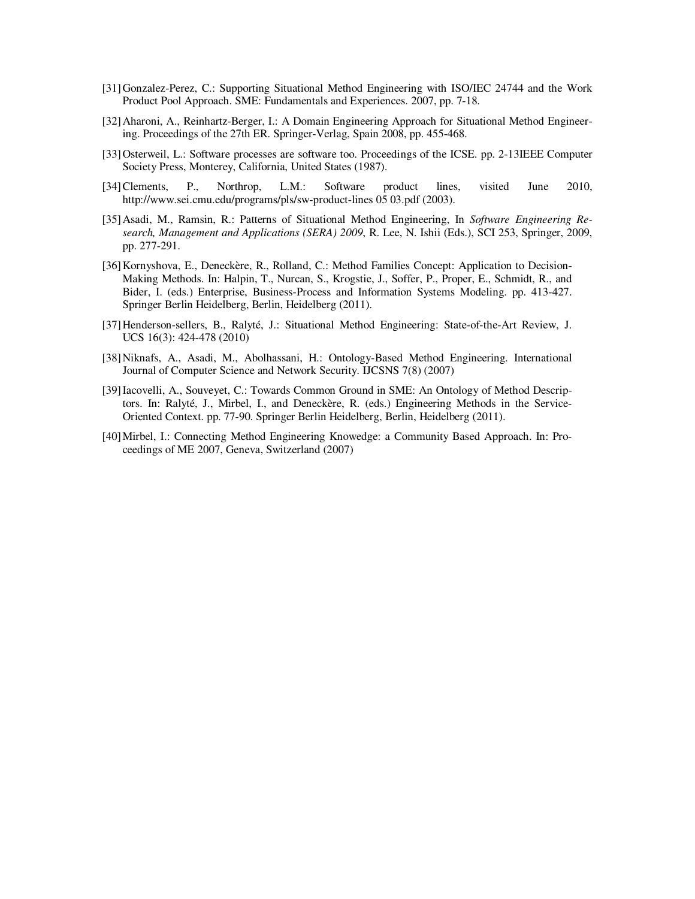[31] Gonzalez-Perez, C.: Supporting Situational Method Engineering with ISO/IEC 24744 and the Work Product Pool Approach. SME: Fundamentals and Experiences. 2007, pp. 7-18.

[32] Aharoni, A., Reinhartz-Berger, I.: A Domain Engineering Approach for Situational Method Engineering. Proceedings of the 27th ER. Springer-Verlag, Spain 2008, pp. 455-468.

[33] Osterweil, L.: Software processes are software too. Proceedings of the ICSE. pp. 2-13IEEE Computer Society Press, Monterey, California, United States (1987).

[34] Clements, P., Northrop, L.M.: Software product lines, visited June 2010, http://www.sei.cmu.edu/programs/pls/sw-product-lines 05 03.pdf (2003).

[35] Asadi, M., Ramsin, R.: Patterns of Situational Method Engineering, In *Software Engineering Research, Management and Applications (SERA) 2009*, R. Lee, N. Ishii (Eds.), SCI 253, Springer, 2009, pp. 277-291.

[36] Kornyshova, E., Deneckère, R., Rolland, C.: Method Families Concept: Application to Decision-Making Methods. In: Halpin, T., Nurcan, S., Krogstie, J., Soffer, P., Proper, E., Schmidt, R., and Bider, I. (eds.) Enterprise, Business-Process and Information Systems Modeling. pp. 413-427. Springer Berlin Heidelberg, Berlin, Heidelberg (2011).

[37] Henderson-sellers, B., Ralyté, J.: Situational Method Engineering: State-of-the-Art Review, J. UCS 16(3): 424-478 (2010)

[38] Niknafs, A., Asadi, M., Abolhassani, H.: Ontology-Based Method Engineering. International Journal of Computer Science and Network Security. IJCSNS 7(8) (2007)

[39] Iacovelli, A., Souveyet, C.: Towards Common Ground in SME: An Ontology of Method Descriptors. In: Ralyté, J., Mirbel, I., and Deneckère, R. (eds.) Engineering Methods in the Service-Oriented Context. pp. 77-90. Springer Berlin Heidelberg, Berlin, Heidelberg (2011).

[40] Mirbel, I.: Connecting Method Engineering Knowedge: a Community Based Approach. In: Proceedings of ME 2007, Geneva, Switzerland (2007)